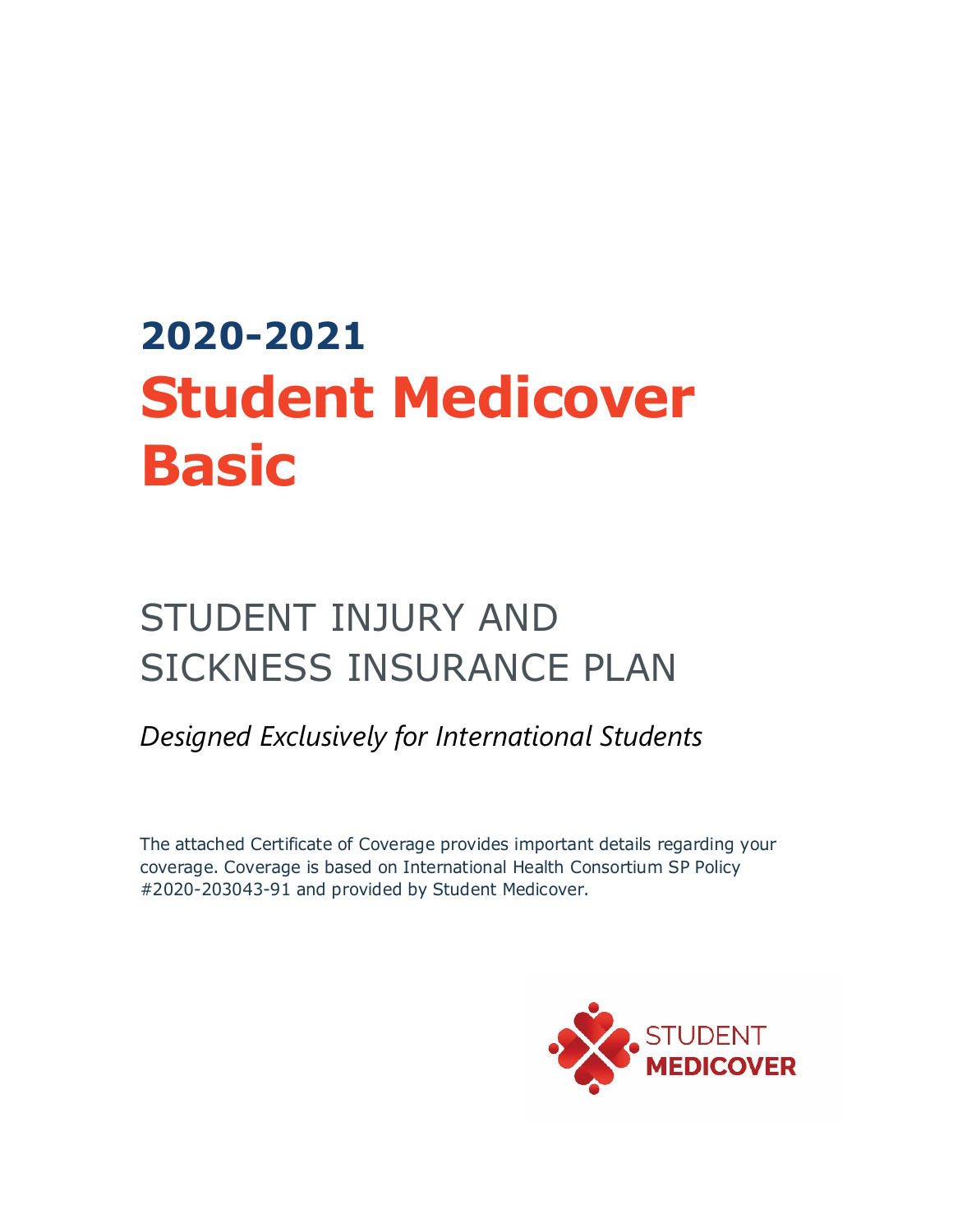# 2020-2021
# Student Medicover Basic

## STUDENT INJURY AND SICKNESS INSURANCE PLAN

*Designed Exclusively for International Students*

The attached Certificate of Coverage provides important details regarding your coverage. Coverage is based on International Health Consortium SP Policy #2020-203043-91 and provided by Student Medicover.

STUDENT
**MEDICOVER**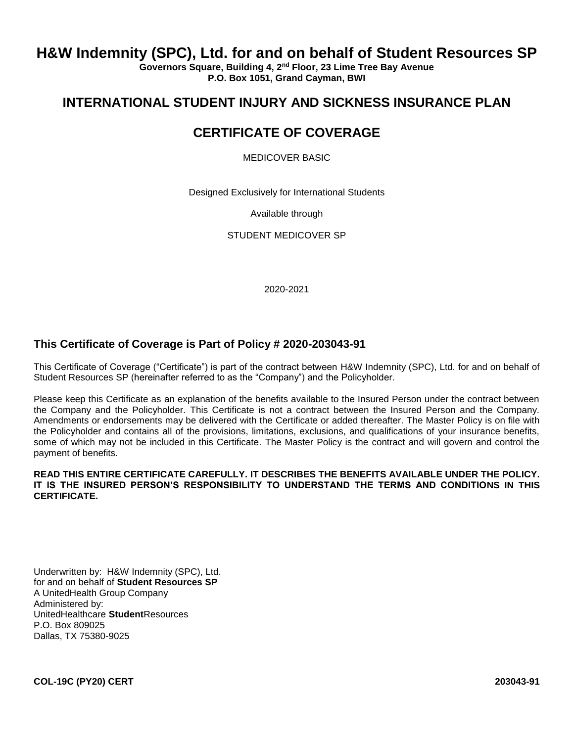# H&W Indemnity (SPC), Ltd. for and on behalf of Student Resources SP

**Governors Square, Building 4, 2nd Floor, 23 Lime Tree Bay Avenue**
**P.O. Box 1051, Grand Cayman, BWI**

## INTERNATIONAL STUDENT INJURY AND SICKNESS INSURANCE PLAN

## CERTIFICATE OF COVERAGE

MEDICOVER BASIC

Designed Exclusively for International Students

Available through

STUDENT MEDICOVER SP

2020-2021

### This Certificate of Coverage is Part of Policy # 2020-203043-91

This Certificate of Coverage ("Certificate") is part of the contract between H&W Indemnity (SPC), Ltd. for and on behalf of Student Resources SP (hereinafter referred to as the "Company") and the Policyholder.

Please keep this Certificate as an explanation of the benefits available to the Insured Person under the contract between the Company and the Policyholder. This Certificate is not a contract between the Insured Person and the Company. Amendments or endorsements may be delivered with the Certificate or added thereafter. The Master Policy is on file with the Policyholder and contains all of the provisions, limitations, exclusions, and qualifications of your insurance benefits, some of which may not be included in this Certificate. The Master Policy is the contract and will govern and control the payment of benefits.

**READ THIS ENTIRE CERTIFICATE CAREFULLY. IT DESCRIBES THE BENEFITS AVAILABLE UNDER THE POLICY. IT IS THE INSURED PERSON'S RESPONSIBILITY TO UNDERSTAND THE TERMS AND CONDITIONS IN THIS CERTIFICATE.**

Underwritten by: H&W Indemnity (SPC), Ltd.
for and on behalf of **Student Resources SP**
A UnitedHealth Group Company
Administered by:
UnitedHealthcare **Student**Resources
P.O. Box 809025
Dallas, TX 75380-9025

**COL-19C (PY20) CERT** **203043-91**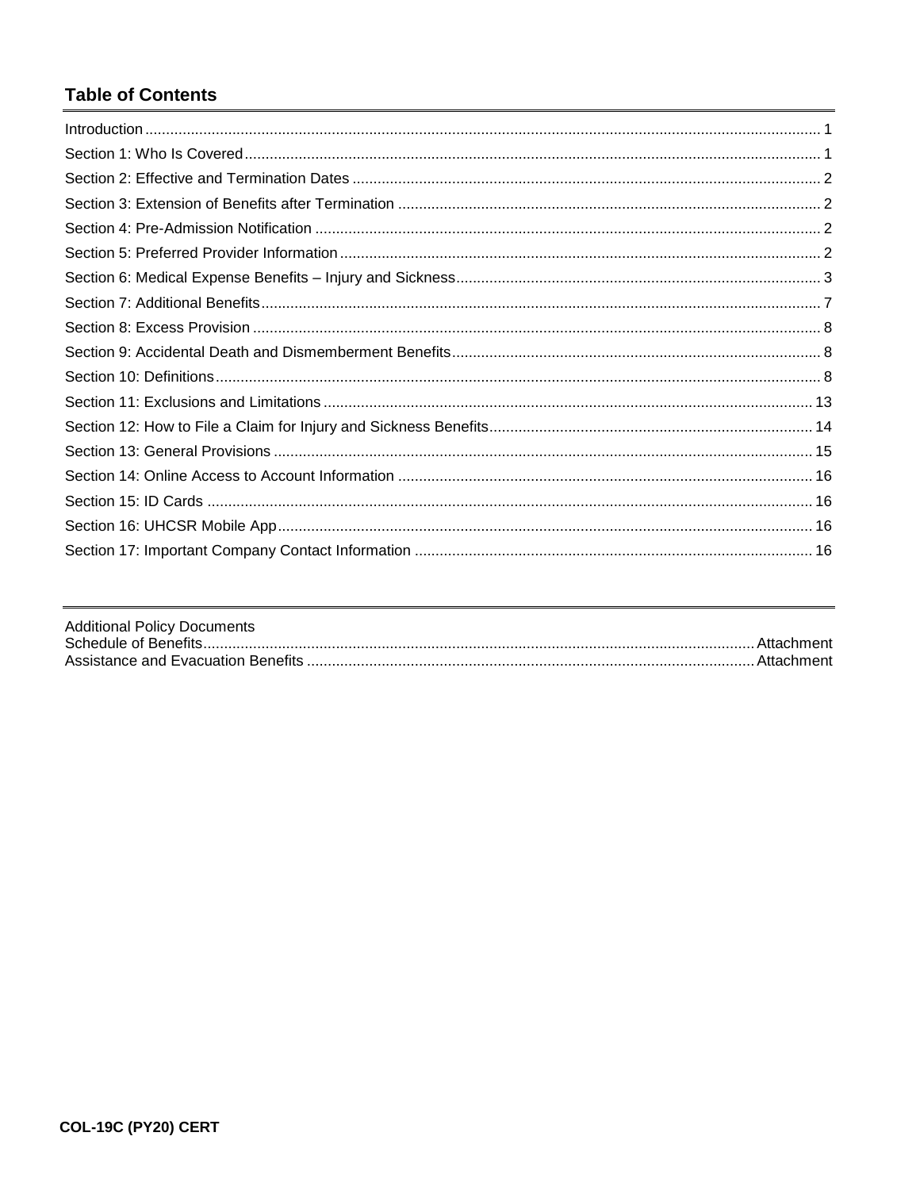## Table of Contents

| | |
|---|---|
| Introduction | 1 |
| Section 1: Who Is Covered | 1 |
| Section 2: Effective and Termination Dates | 2 |
| Section 3: Extension of Benefits after Termination | 2 |
| Section 4: Pre-Admission Notification | 2 |
| Section 5: Preferred Provider Information | 2 |
| Section 6: Medical Expense Benefits – Injury and Sickness | 3 |
| Section 7: Additional Benefits | 7 |
| Section 8: Excess Provision | 8 |
| Section 9: Accidental Death and Dismemberment Benefits | 8 |
| Section 10: Definitions | 8 |
| Section 11: Exclusions and Limitations | 13 |
| Section 12: How to File a Claim for Injury and Sickness Benefits | 14 |
| Section 13: General Provisions | 15 |
| Section 14: Online Access to Account Information | 16 |
| Section 15: ID Cards | 16 |
| Section 16: UHCSR Mobile App | 16 |
| Section 17: Important Company Contact Information | 16 |

Additional Policy Documents

| | |
|---|---|
| Schedule of Benefits | Attachment |
| Assistance and Evacuation Benefits | Attachment |

COL-19C (PY20) CERT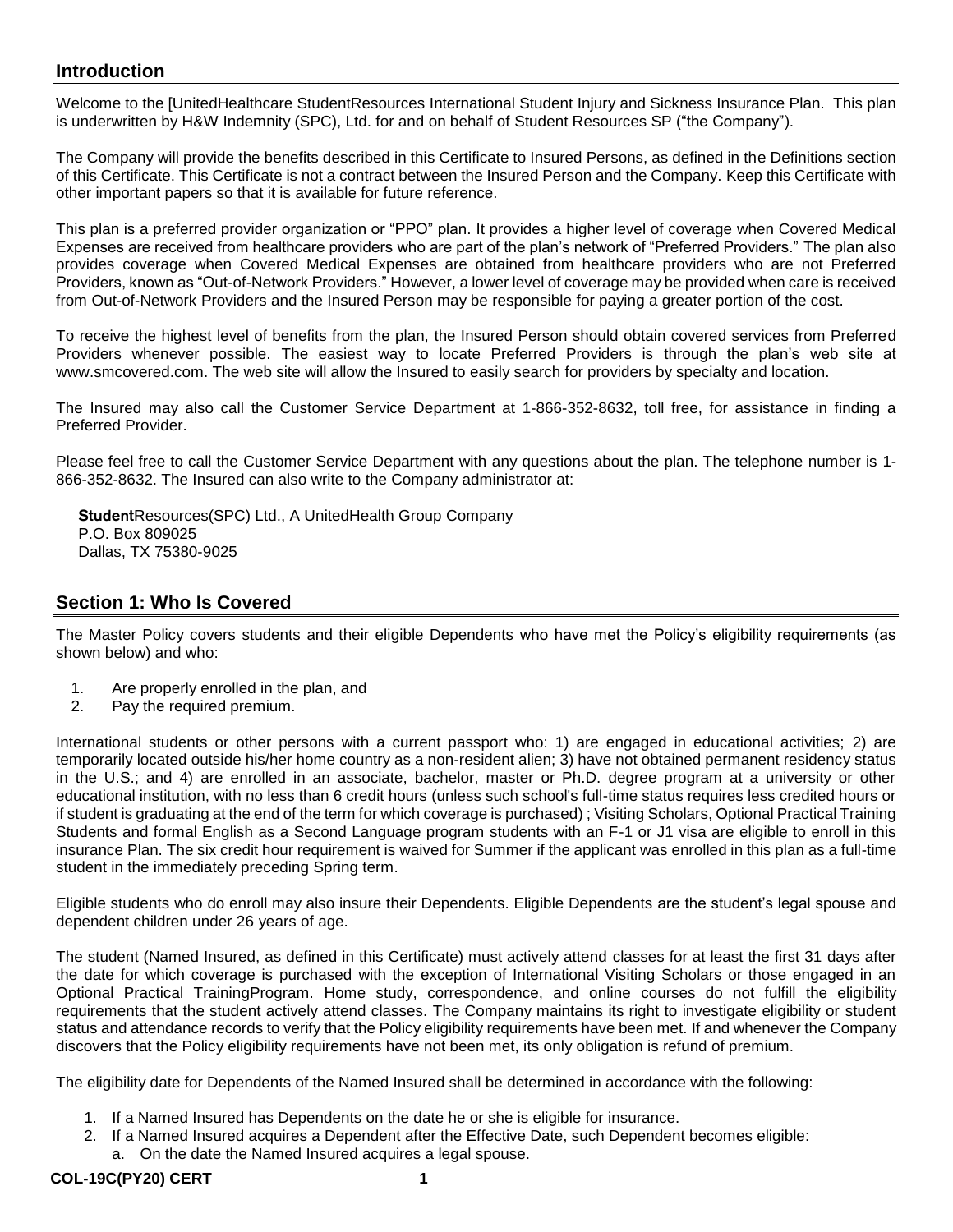## Introduction

Welcome to the [UnitedHealthcare StudentResources International Student Injury and Sickness Insurance Plan. This plan is underwritten by H&W Indemnity (SPC), Ltd. for and on behalf of Student Resources SP ("the Company").

The Company will provide the benefits described in this Certificate to Insured Persons, as defined in the Definitions section of this Certificate. This Certificate is not a contract between the Insured Person and the Company. Keep this Certificate with other important papers so that it is available for future reference.

This plan is a preferred provider organization or "PPO" plan. It provides a higher level of coverage when Covered Medical Expenses are received from healthcare providers who are part of the plan's network of "Preferred Providers." The plan also provides coverage when Covered Medical Expenses are obtained from healthcare providers who are not Preferred Providers, known as "Out-of-Network Providers." However, a lower level of coverage may be provided when care is received from Out-of-Network Providers and the Insured Person may be responsible for paying a greater portion of the cost.

To receive the highest level of benefits from the plan, the Insured Person should obtain covered services from Preferred Providers whenever possible. The easiest way to locate Preferred Providers is through the plan's web site at www.smcovered.com. The web site will allow the Insured to easily search for providers by specialty and location.

The Insured may also call the Customer Service Department at 1-866-352-8632, toll free, for assistance in finding a Preferred Provider.

Please feel free to call the Customer Service Department with any questions about the plan. The telephone number is 1-866-352-8632. The Insured can also write to the Company administrator at:

**Student**Resources(SPC) Ltd., A UnitedHealth Group Company
P.O. Box 809025
Dallas, TX 75380-9025

## Section 1: Who Is Covered

The Master Policy covers students and their eligible Dependents who have met the Policy's eligibility requirements (as shown below) and who:

1. Are properly enrolled in the plan, and
2. Pay the required premium.

International students or other persons with a current passport who: 1) are engaged in educational activities; 2) are temporarily located outside his/her home country as a non-resident alien; 3) have not obtained permanent residency status in the U.S.; and 4) are enrolled in an associate, bachelor, master or Ph.D. degree program at a university or other educational institution, with no less than 6 credit hours (unless such school's full-time status requires less credited hours or if student is graduating at the end of the term for which coverage is purchased) ; Visiting Scholars, Optional Practical Training Students and formal English as a Second Language program students with an F-1 or J1 visa are eligible to enroll in this insurance Plan. The six credit hour requirement is waived for Summer if the applicant was enrolled in this plan as a full-time student in the immediately preceding Spring term.

Eligible students who do enroll may also insure their Dependents. Eligible Dependents are the student's legal spouse and dependent children under 26 years of age.

The student (Named Insured, as defined in this Certificate) must actively attend classes for at least the first 31 days after the date for which coverage is purchased with the exception of International Visiting Scholars or those engaged in an Optional Practical TrainingProgram. Home study, correspondence, and online courses do not fulfill the eligibility requirements that the student actively attend classes. The Company maintains its right to investigate eligibility or student status and attendance records to verify that the Policy eligibility requirements have been met. If and whenever the Company discovers that the Policy eligibility requirements have not been met, its only obligation is refund of premium.

The eligibility date for Dependents of the Named Insured shall be determined in accordance with the following:

1. If a Named Insured has Dependents on the date he or she is eligible for insurance.
2. If a Named Insured acquires a Dependent after the Effective Date, such Dependent becomes eligible:
   a. On the date the Named Insured acquires a legal spouse.

COL-19C(PY20) CERT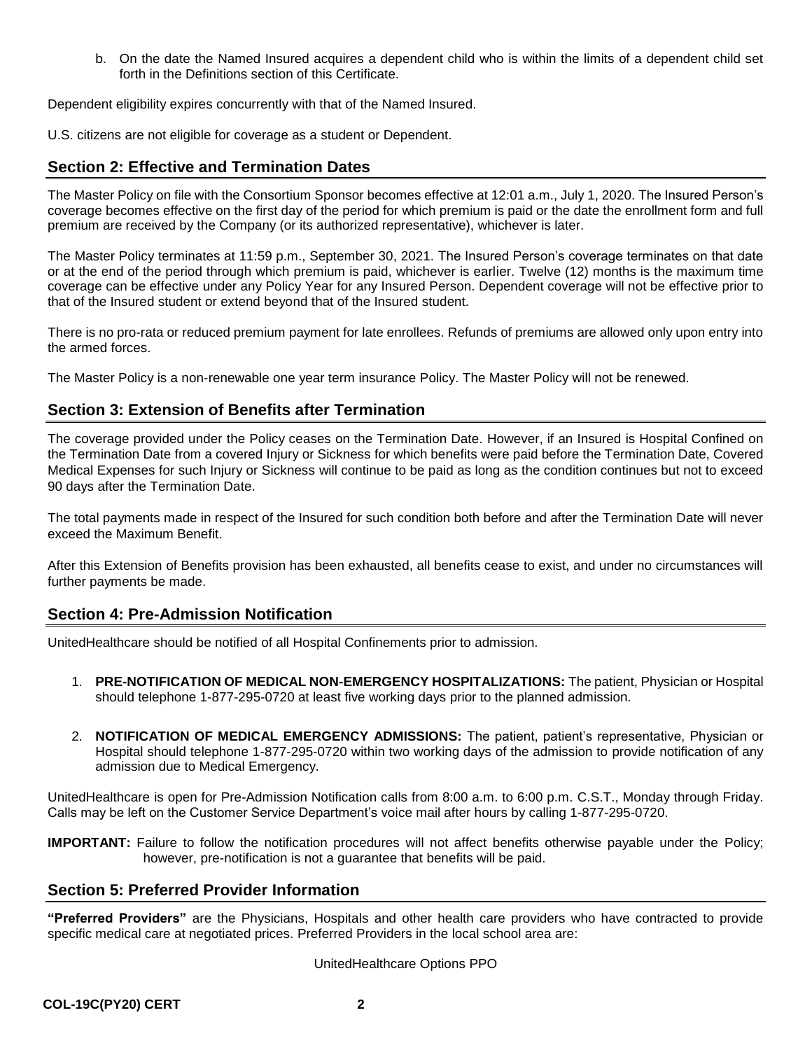b. On the date the Named Insured acquires a dependent child who is within the limits of a dependent child set forth in the Definitions section of this Certificate.

Dependent eligibility expires concurrently with that of the Named Insured.

U.S. citizens are not eligible for coverage as a student or Dependent.

## Section 2: Effective and Termination Dates

The Master Policy on file with the Consortium Sponsor becomes effective at 12:01 a.m., July 1, 2020. The Insured Person's coverage becomes effective on the first day of the period for which premium is paid or the date the enrollment form and full premium are received by the Company (or its authorized representative), whichever is later.

The Master Policy terminates at 11:59 p.m., September 30, 2021. The Insured Person's coverage terminates on that date or at the end of the period through which premium is paid, whichever is earlier. Twelve (12) months is the maximum time coverage can be effective under any Policy Year for any Insured Person. Dependent coverage will not be effective prior to that of the Insured student or extend beyond that of the Insured student.

There is no pro-rata or reduced premium payment for late enrollees. Refunds of premiums are allowed only upon entry into the armed forces.

The Master Policy is a non-renewable one year term insurance Policy. The Master Policy will not be renewed.

## Section 3: Extension of Benefits after Termination

The coverage provided under the Policy ceases on the Termination Date. However, if an Insured is Hospital Confined on the Termination Date from a covered Injury or Sickness for which benefits were paid before the Termination Date, Covered Medical Expenses for such Injury or Sickness will continue to be paid as long as the condition continues but not to exceed 90 days after the Termination Date.

The total payments made in respect of the Insured for such condition both before and after the Termination Date will never exceed the Maximum Benefit.

After this Extension of Benefits provision has been exhausted, all benefits cease to exist, and under no circumstances will further payments be made.

## Section 4: Pre-Admission Notification

UnitedHealthcare should be notified of all Hospital Confinements prior to admission.

1. **PRE-NOTIFICATION OF MEDICAL NON-EMERGENCY HOSPITALIZATIONS:** The patient, Physician or Hospital should telephone 1-877-295-0720 at least five working days prior to the planned admission.

2. **NOTIFICATION OF MEDICAL EMERGENCY ADMISSIONS:** The patient, patient's representative, Physician or Hospital should telephone 1-877-295-0720 within two working days of the admission to provide notification of any admission due to Medical Emergency.

UnitedHealthcare is open for Pre-Admission Notification calls from 8:00 a.m. to 6:00 p.m. C.S.T., Monday through Friday. Calls may be left on the Customer Service Department's voice mail after hours by calling 1-877-295-0720.

**IMPORTANT:** Failure to follow the notification procedures will not affect benefits otherwise payable under the Policy; however, pre-notification is not a guarantee that benefits will be paid.

## Section 5: Preferred Provider Information

**"Preferred Providers"** are the Physicians, Hospitals and other health care providers who have contracted to provide specific medical care at negotiated prices. Preferred Providers in the local school area are:

UnitedHealthcare Options PPO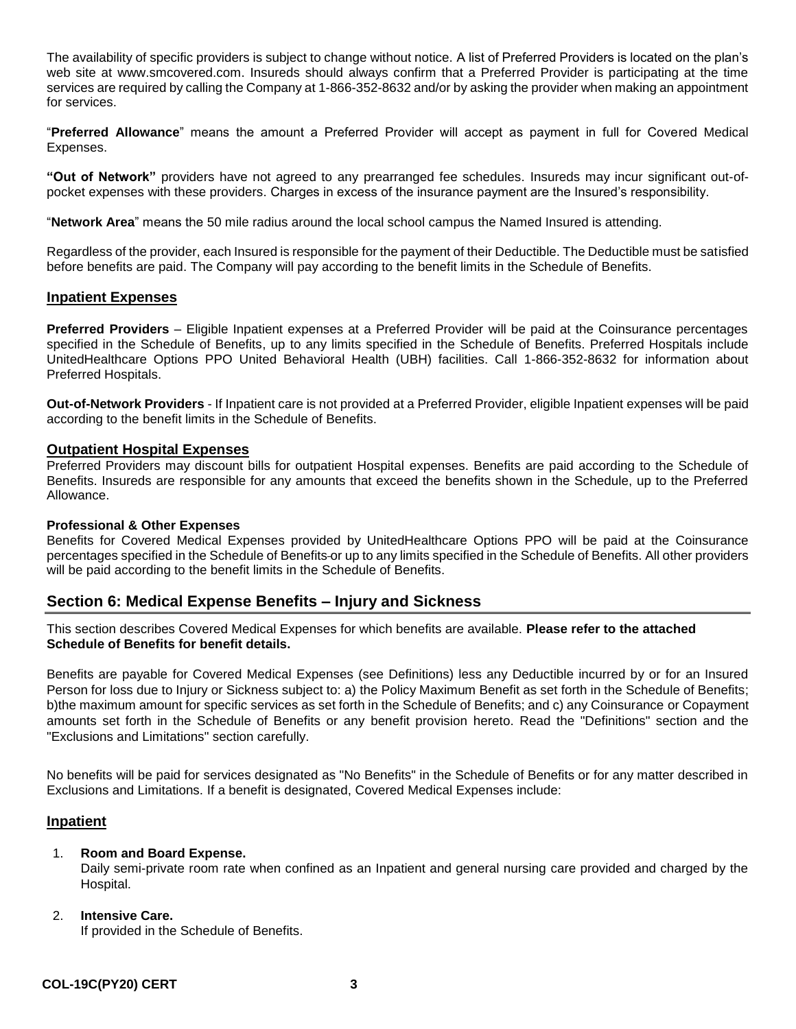The availability of specific providers is subject to change without notice. A list of Preferred Providers is located on the plan's web site at www.smcovered.com. Insureds should always confirm that a Preferred Provider is participating at the time services are required by calling the Company at 1-866-352-8632 and/or by asking the provider when making an appointment for services.

"**Preferred Allowance**" means the amount a Preferred Provider will accept as payment in full for Covered Medical Expenses.

**"Out of Network"** providers have not agreed to any prearranged fee schedules. Insureds may incur significant out-of-pocket expenses with these providers. Charges in excess of the insurance payment are the Insured's responsibility.

"**Network Area**" means the 50 mile radius around the local school campus the Named Insured is attending.

Regardless of the provider, each Insured is responsible for the payment of their Deductible. The Deductible must be satisfied before benefits are paid. The Company will pay according to the benefit limits in the Schedule of Benefits.

## Inpatient Expenses

**Preferred Providers** – Eligible Inpatient expenses at a Preferred Provider will be paid at the Coinsurance percentages specified in the Schedule of Benefits, up to any limits specified in the Schedule of Benefits. Preferred Hospitals include UnitedHealthcare Options PPO United Behavioral Health (UBH) facilities. Call 1-866-352-8632 for information about Preferred Hospitals.

**Out-of-Network Providers** - If Inpatient care is not provided at a Preferred Provider, eligible Inpatient expenses will be paid according to the benefit limits in the Schedule of Benefits.

## Outpatient Hospital Expenses

Preferred Providers may discount bills for outpatient Hospital expenses. Benefits are paid according to the Schedule of Benefits. Insureds are responsible for any amounts that exceed the benefits shown in the Schedule, up to the Preferred Allowance.

### Professional & Other Expenses

Benefits for Covered Medical Expenses provided by UnitedHealthcare Options PPO will be paid at the Coinsurance percentages specified in the Schedule of Benefits or up to any limits specified in the Schedule of Benefits. All other providers will be paid according to the benefit limits in the Schedule of Benefits.

## Section 6: Medical Expense Benefits – Injury and Sickness

This section describes Covered Medical Expenses for which benefits are available. **Please refer to the attached Schedule of Benefits for benefit details.**

Benefits are payable for Covered Medical Expenses (see Definitions) less any Deductible incurred by or for an Insured Person for loss due to Injury or Sickness subject to: a) the Policy Maximum Benefit as set forth in the Schedule of Benefits; b)the maximum amount for specific services as set forth in the Schedule of Benefits; and c) any Coinsurance or Copayment amounts set forth in the Schedule of Benefits or any benefit provision hereto. Read the "Definitions" section and the "Exclusions and Limitations" section carefully.

No benefits will be paid for services designated as "No Benefits" in the Schedule of Benefits or for any matter described in Exclusions and Limitations. If a benefit is designated, Covered Medical Expenses include:

## Inpatient

1. **Room and Board Expense.**
   Daily semi-private room rate when confined as an Inpatient and general nursing care provided and charged by the Hospital.
2. **Intensive Care.**
   If provided in the Schedule of Benefits.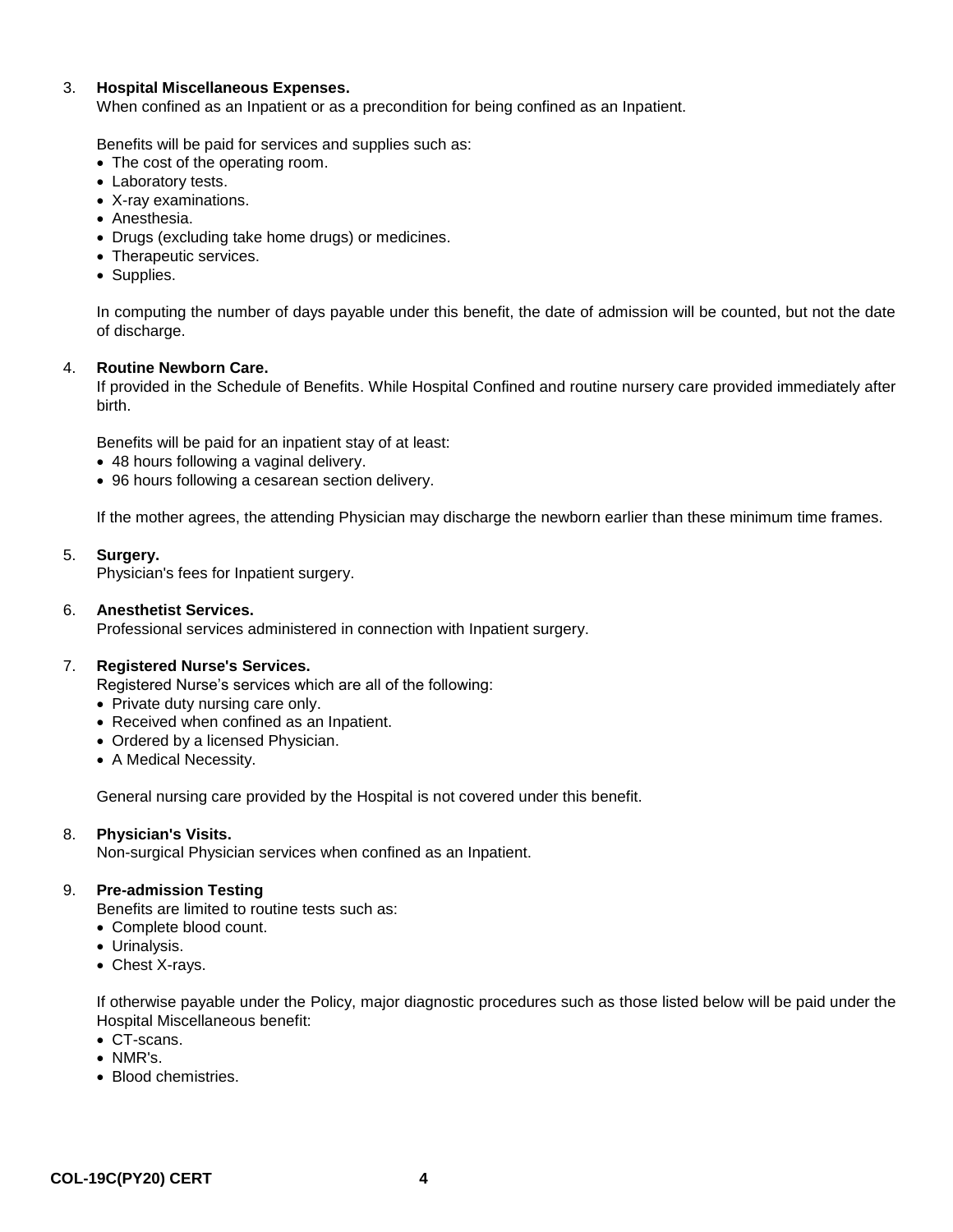3. **Hospital Miscellaneous Expenses.**
   When confined as an Inpatient or as a precondition for being confined as an Inpatient.

   Benefits will be paid for services and supplies such as:
   - The cost of the operating room.
   - Laboratory tests.
   - X-ray examinations.
   - Anesthesia.
   - Drugs (excluding take home drugs) or medicines.
   - Therapeutic services.
   - Supplies.

   In computing the number of days payable under this benefit, the date of admission will be counted, but not the date of discharge.

4. **Routine Newborn Care.**
   If provided in the Schedule of Benefits. While Hospital Confined and routine nursery care provided immediately after birth.

   Benefits will be paid for an inpatient stay of at least:
   - 48 hours following a vaginal delivery.
   - 96 hours following a cesarean section delivery.

   If the mother agrees, the attending Physician may discharge the newborn earlier than these minimum time frames.

5. **Surgery.**
   Physician's fees for Inpatient surgery.

6. **Anesthetist Services.**
   Professional services administered in connection with Inpatient surgery.

7. **Registered Nurse's Services.**
   Registered Nurse's services which are all of the following:
   - Private duty nursing care only.
   - Received when confined as an Inpatient.
   - Ordered by a licensed Physician.
   - A Medical Necessity.

   General nursing care provided by the Hospital is not covered under this benefit.

8. **Physician's Visits.**
   Non-surgical Physician services when confined as an Inpatient.

9. **Pre-admission Testing**
   Benefits are limited to routine tests such as:
   - Complete blood count.
   - Urinalysis.
   - Chest X-rays.

   If otherwise payable under the Policy, major diagnostic procedures such as those listed below will be paid under the Hospital Miscellaneous benefit:
   - CT-scans.
   - NMR's.
   - Blood chemistries.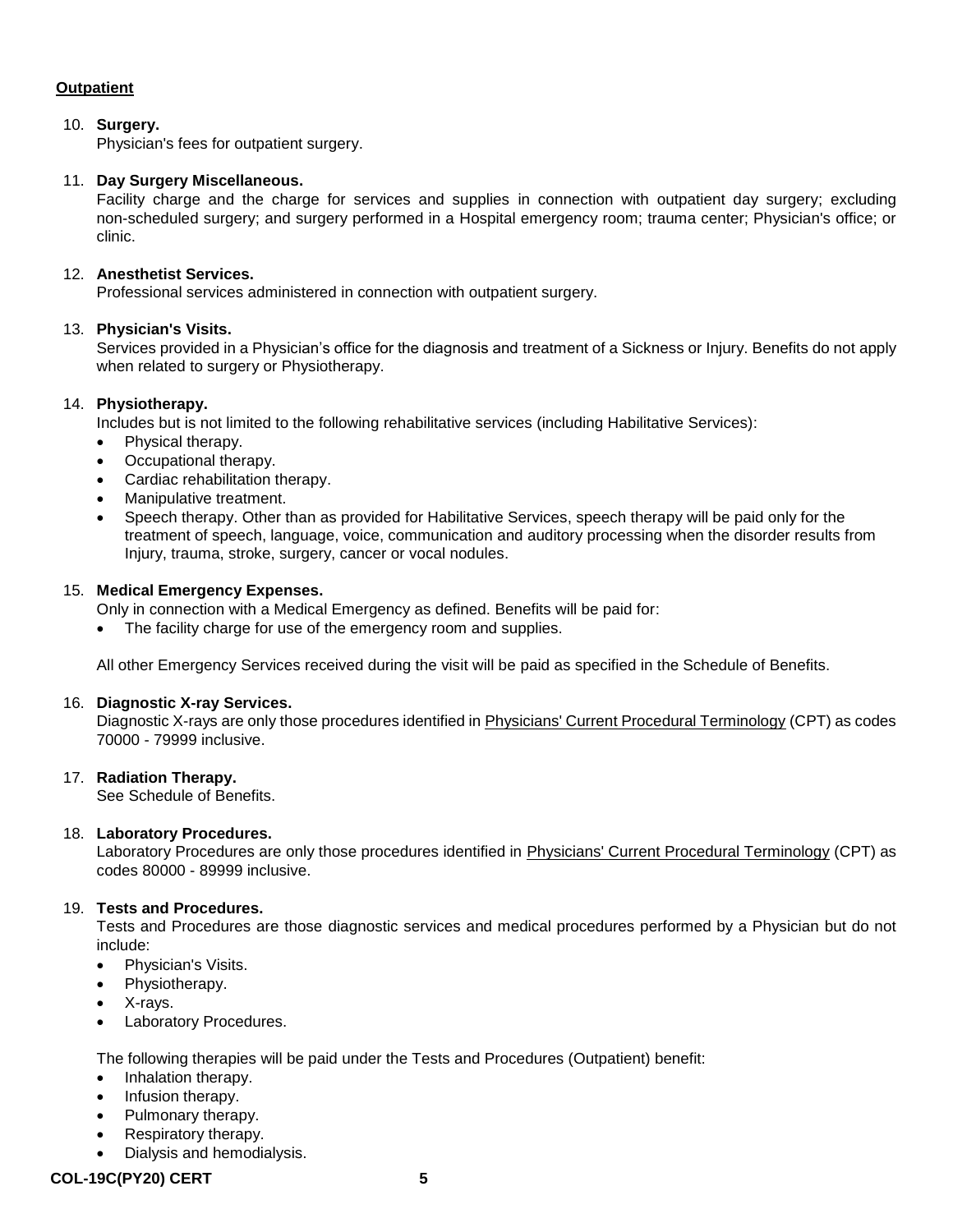**Outpatient**

10. **Surgery.**
    Physician's fees for outpatient surgery.

11. **Day Surgery Miscellaneous.**
    Facility charge and the charge for services and supplies in connection with outpatient day surgery; excluding non-scheduled surgery; and surgery performed in a Hospital emergency room; trauma center; Physician's office; or clinic.

12. **Anesthetist Services.**
    Professional services administered in connection with outpatient surgery.

13. **Physician's Visits.**
    Services provided in a Physician's office for the diagnosis and treatment of a Sickness or Injury. Benefits do not apply when related to surgery or Physiotherapy.

14. **Physiotherapy.**
    Includes but is not limited to the following rehabilitative services (including Habilitative Services):
    - Physical therapy.
    - Occupational therapy.
    - Cardiac rehabilitation therapy.
    - Manipulative treatment.
    - Speech therapy. Other than as provided for Habilitative Services, speech therapy will be paid only for the treatment of speech, language, voice, communication and auditory processing when the disorder results from Injury, trauma, stroke, surgery, cancer or vocal nodules.

15. **Medical Emergency Expenses.**
    Only in connection with a Medical Emergency as defined. Benefits will be paid for:
    - The facility charge for use of the emergency room and supplies.

    All other Emergency Services received during the visit will be paid as specified in the Schedule of Benefits.

16. **Diagnostic X-ray Services.**
    Diagnostic X-rays are only those procedures identified in Physicians' Current Procedural Terminology (CPT) as codes 70000 - 79999 inclusive.

17. **Radiation Therapy.**
    See Schedule of Benefits.

18. **Laboratory Procedures.**
    Laboratory Procedures are only those procedures identified in Physicians' Current Procedural Terminology (CPT) as codes 80000 - 89999 inclusive.

19. **Tests and Procedures.**
    Tests and Procedures are those diagnostic services and medical procedures performed by a Physician but do not include:
    - Physician's Visits.
    - Physiotherapy.
    - X-rays.
    - Laboratory Procedures.

    The following therapies will be paid under the Tests and Procedures (Outpatient) benefit:
    - Inhalation therapy.
    - Infusion therapy.
    - Pulmonary therapy.
    - Respiratory therapy.
    - Dialysis and hemodialysis.

COL-19C(PY20) CERT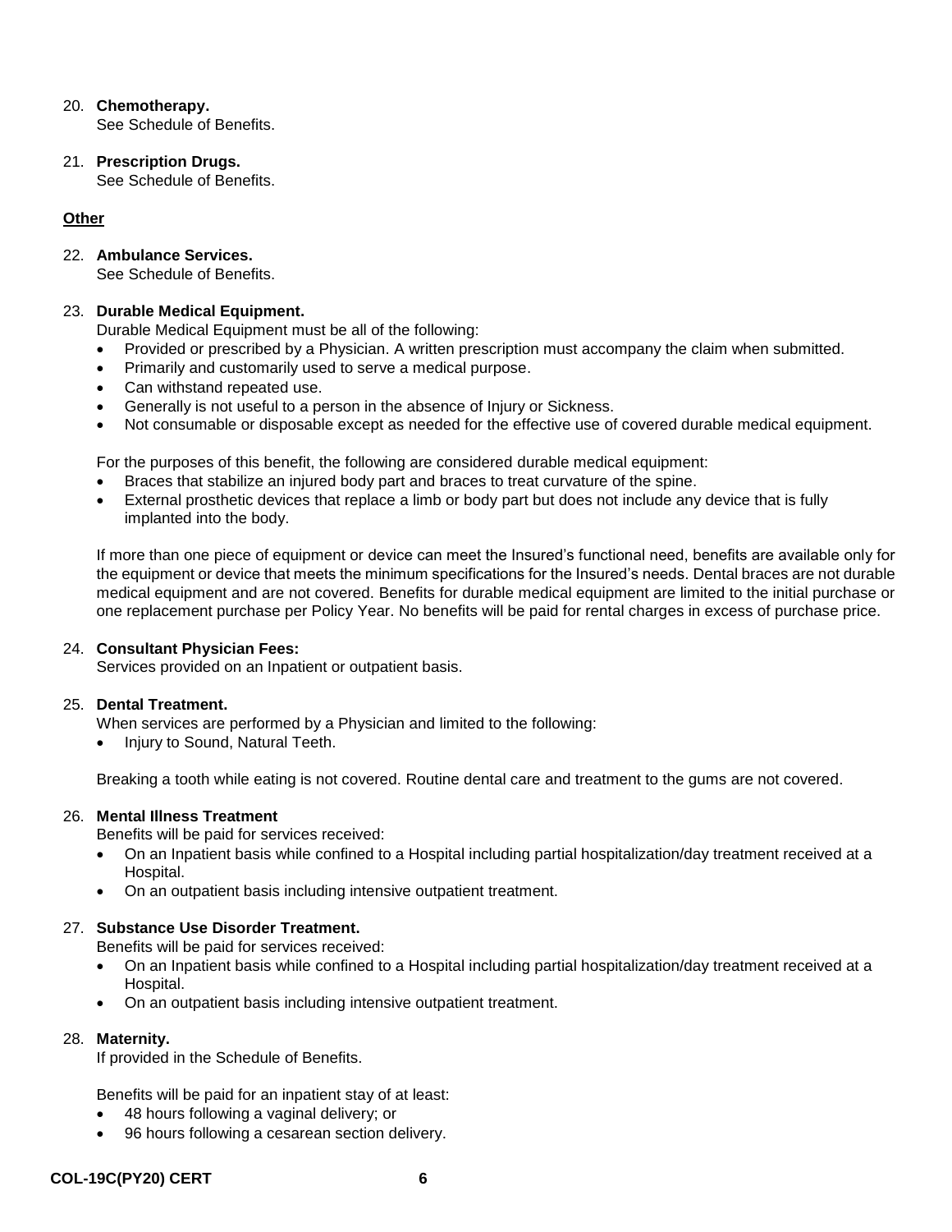20. **Chemotherapy.**
    See Schedule of Benefits.

21. **Prescription Drugs.**
    See Schedule of Benefits.

**Other**

22. **Ambulance Services.**
    See Schedule of Benefits.

23. **Durable Medical Equipment.**
    Durable Medical Equipment must be all of the following:
    - Provided or prescribed by a Physician. A written prescription must accompany the claim when submitted.
    - Primarily and customarily used to serve a medical purpose.
    - Can withstand repeated use.
    - Generally is not useful to a person in the absence of Injury or Sickness.
    - Not consumable or disposable except as needed for the effective use of covered durable medical equipment.

    For the purposes of this benefit, the following are considered durable medical equipment:
    - Braces that stabilize an injured body part and braces to treat curvature of the spine.
    - External prosthetic devices that replace a limb or body part but does not include any device that is fully implanted into the body.

    If more than one piece of equipment or device can meet the Insured's functional need, benefits are available only for the equipment or device that meets the minimum specifications for the Insured's needs. Dental braces are not durable medical equipment and are not covered. Benefits for durable medical equipment are limited to the initial purchase or one replacement purchase per Policy Year. No benefits will be paid for rental charges in excess of purchase price.

24. **Consultant Physician Fees:**
    Services provided on an Inpatient or outpatient basis.

25. **Dental Treatment.**
    When services are performed by a Physician and limited to the following:
    - Injury to Sound, Natural Teeth.

    Breaking a tooth while eating is not covered. Routine dental care and treatment to the gums are not covered.

26. **Mental Illness Treatment**
    Benefits will be paid for services received:
    - On an Inpatient basis while confined to a Hospital including partial hospitalization/day treatment received at a Hospital.
    - On an outpatient basis including intensive outpatient treatment.

27. **Substance Use Disorder Treatment.**
    Benefits will be paid for services received:
    - On an Inpatient basis while confined to a Hospital including partial hospitalization/day treatment received at a Hospital.
    - On an outpatient basis including intensive outpatient treatment.

28. **Maternity.**
    If provided in the Schedule of Benefits.

    Benefits will be paid for an inpatient stay of at least:
    - 48 hours following a vaginal delivery; or
    - 96 hours following a cesarean section delivery.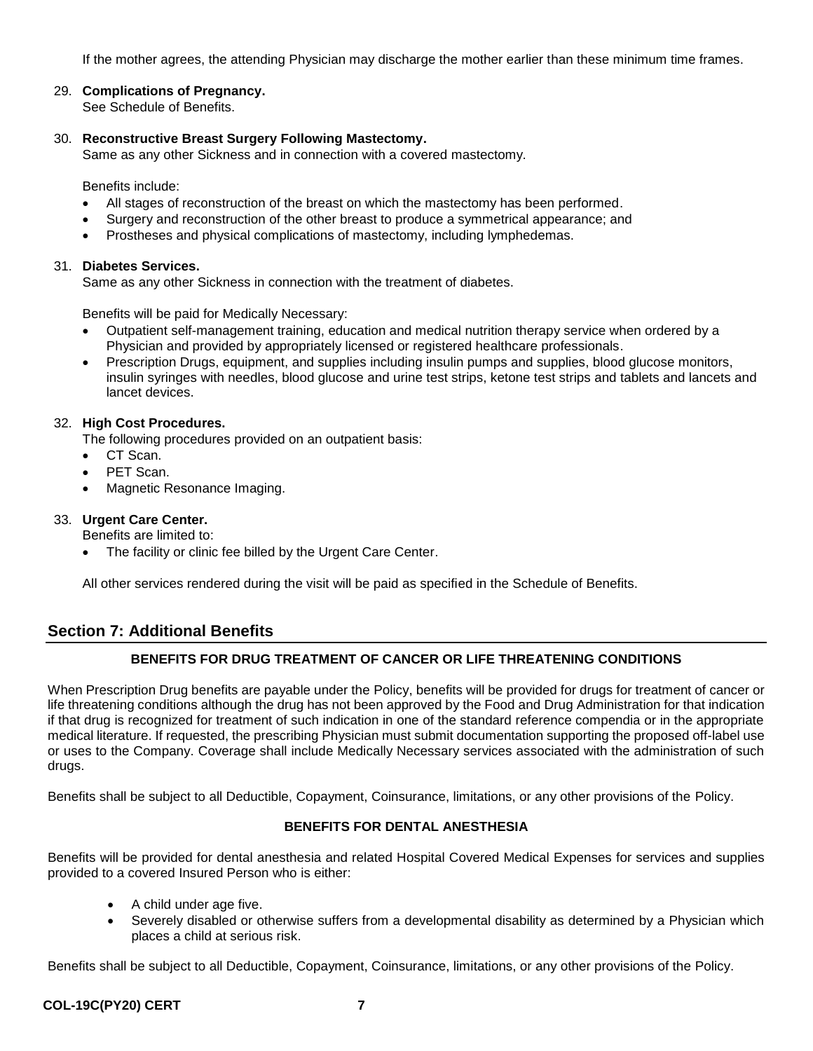If the mother agrees, the attending Physician may discharge the mother earlier than these minimum time frames.

29. **Complications of Pregnancy.**
    See Schedule of Benefits.

30. **Reconstructive Breast Surgery Following Mastectomy.**
    Same as any other Sickness and in connection with a covered mastectomy.

    Benefits include:

    - All stages of reconstruction of the breast on which the mastectomy has been performed.
    - Surgery and reconstruction of the other breast to produce a symmetrical appearance; and
    - Prostheses and physical complications of mastectomy, including lymphedemas.

31. **Diabetes Services.**
    Same as any other Sickness in connection with the treatment of diabetes.

    Benefits will be paid for Medically Necessary:

    - Outpatient self-management training, education and medical nutrition therapy service when ordered by a Physician and provided by appropriately licensed or registered healthcare professionals.
    - Prescription Drugs, equipment, and supplies including insulin pumps and supplies, blood glucose monitors, insulin syringes with needles, blood glucose and urine test strips, ketone test strips and tablets and lancets and lancet devices.

32. **High Cost Procedures.**
    The following procedures provided on an outpatient basis:

    - CT Scan.
    - PET Scan.
    - Magnetic Resonance Imaging.

33. **Urgent Care Center.**
    Benefits are limited to:

    - The facility or clinic fee billed by the Urgent Care Center.

    All other services rendered during the visit will be paid as specified in the Schedule of Benefits.

## Section 7: Additional Benefits

**BENEFITS FOR DRUG TREATMENT OF CANCER OR LIFE THREATENING CONDITIONS**

When Prescription Drug benefits are payable under the Policy, benefits will be provided for drugs for treatment of cancer or life threatening conditions although the drug has not been approved by the Food and Drug Administration for that indication if that drug is recognized for treatment of such indication in one of the standard reference compendia or in the appropriate medical literature. If requested, the prescribing Physician must submit documentation supporting the proposed off-label use or uses to the Company. Coverage shall include Medically Necessary services associated with the administration of such drugs.

Benefits shall be subject to all Deductible, Copayment, Coinsurance, limitations, or any other provisions of the Policy.

**BENEFITS FOR DENTAL ANESTHESIA**

Benefits will be provided for dental anesthesia and related Hospital Covered Medical Expenses for services and supplies provided to a covered Insured Person who is either:

- A child under age five.
- Severely disabled or otherwise suffers from a developmental disability as determined by a Physician which places a child at serious risk.

Benefits shall be subject to all Deductible, Copayment, Coinsurance, limitations, or any other provisions of the Policy.

COL-19C(PY20) CERT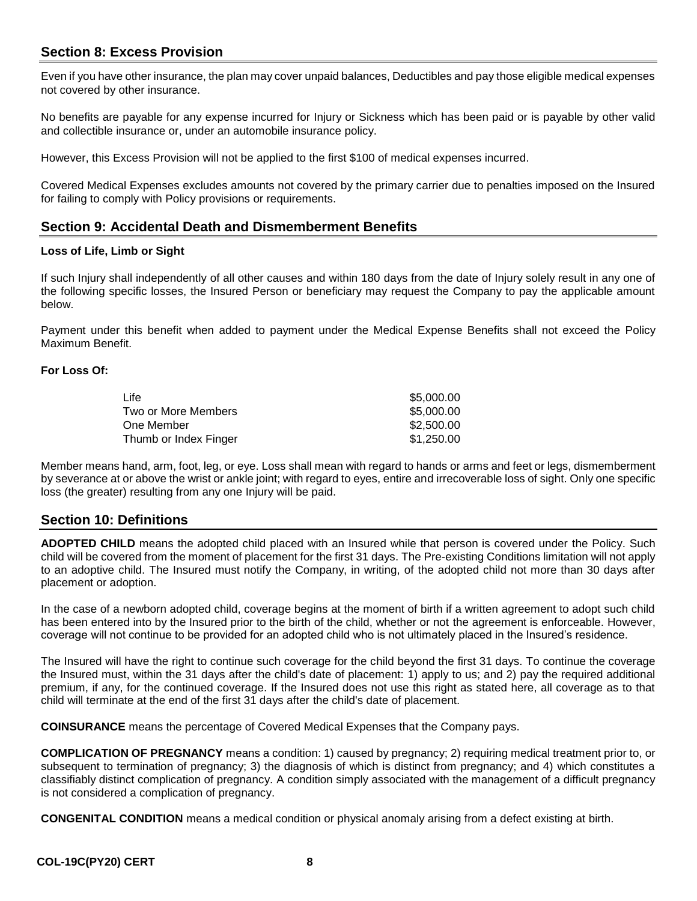## Section 8: Excess Provision

Even if you have other insurance, the plan may cover unpaid balances, Deductibles and pay those eligible medical expenses not covered by other insurance.

No benefits are payable for any expense incurred for Injury or Sickness which has been paid or is payable by other valid and collectible insurance or, under an automobile insurance policy.

However, this Excess Provision will not be applied to the first $100 of medical expenses incurred.

Covered Medical Expenses excludes amounts not covered by the primary carrier due to penalties imposed on the Insured for failing to comply with Policy provisions or requirements.

## Section 9: Accidental Death and Dismemberment Benefits

**Loss of Life, Limb or Sight**

If such Injury shall independently of all other causes and within 180 days from the date of Injury solely result in any one of the following specific losses, the Insured Person or beneficiary may request the Company to pay the applicable amount below.

Payment under this benefit when added to payment under the Medical Expense Benefits shall not exceed the Policy Maximum Benefit.

**For Loss Of:**

| | |
|---|---|
| Life | $5,000.00 |
| Two or More Members | $5,000.00 |
| One Member | $2,500.00 |
| Thumb or Index Finger | $1,250.00 |

Member means hand, arm, foot, leg, or eye. Loss shall mean with regard to hands or arms and feet or legs, dismemberment by severance at or above the wrist or ankle joint; with regard to eyes, entire and irrecoverable loss of sight. Only one specific loss (the greater) resulting from any one Injury will be paid.

## Section 10: Definitions

**ADOPTED CHILD** means the adopted child placed with an Insured while that person is covered under the Policy. Such child will be covered from the moment of placement for the first 31 days. The Pre-existing Conditions limitation will not apply to an adoptive child. The Insured must notify the Company, in writing, of the adopted child not more than 30 days after placement or adoption.

In the case of a newborn adopted child, coverage begins at the moment of birth if a written agreement to adopt such child has been entered into by the Insured prior to the birth of the child, whether or not the agreement is enforceable. However, coverage will not continue to be provided for an adopted child who is not ultimately placed in the Insured's residence.

The Insured will have the right to continue such coverage for the child beyond the first 31 days. To continue the coverage the Insured must, within the 31 days after the child's date of placement: 1) apply to us; and 2) pay the required additional premium, if any, for the continued coverage. If the Insured does not use this right as stated here, all coverage as to that child will terminate at the end of the first 31 days after the child's date of placement.

**COINSURANCE** means the percentage of Covered Medical Expenses that the Company pays.

**COMPLICATION OF PREGNANCY** means a condition: 1) caused by pregnancy; 2) requiring medical treatment prior to, or subsequent to termination of pregnancy; 3) the diagnosis of which is distinct from pregnancy; and 4) which constitutes a classifiably distinct complication of pregnancy. A condition simply associated with the management of a difficult pregnancy is not considered a complication of pregnancy.

**CONGENITAL CONDITION** means a medical condition or physical anomaly arising from a defect existing at birth.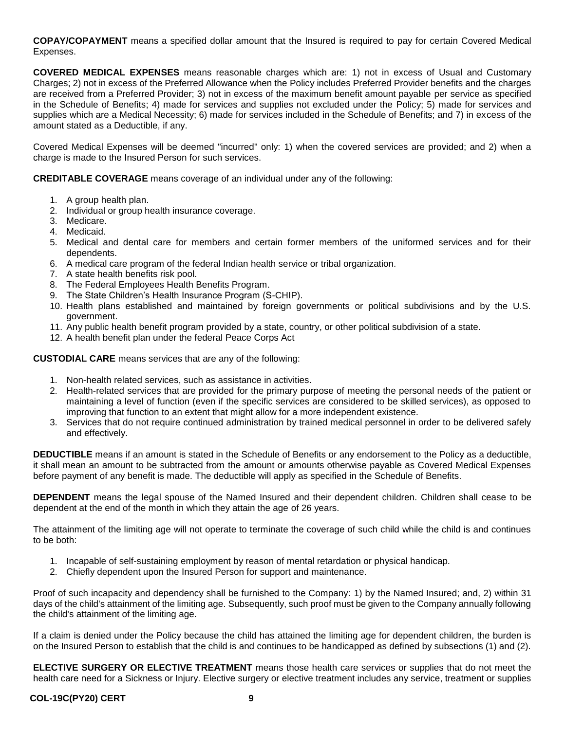**COPAY/COPAYMENT** means a specified dollar amount that the Insured is required to pay for certain Covered Medical Expenses.

**COVERED MEDICAL EXPENSES** means reasonable charges which are: 1) not in excess of Usual and Customary Charges; 2) not in excess of the Preferred Allowance when the Policy includes Preferred Provider benefits and the charges are received from a Preferred Provider; 3) not in excess of the maximum benefit amount payable per service as specified in the Schedule of Benefits; 4) made for services and supplies not excluded under the Policy; 5) made for services and supplies which are a Medical Necessity; 6) made for services included in the Schedule of Benefits; and 7) in excess of the amount stated as a Deductible, if any.

Covered Medical Expenses will be deemed "incurred" only: 1) when the covered services are provided; and 2) when a charge is made to the Insured Person for such services.

**CREDITABLE COVERAGE** means coverage of an individual under any of the following:

1. A group health plan.
2. Individual or group health insurance coverage.
3. Medicare.
4. Medicaid.
5. Medical and dental care for members and certain former members of the uniformed services and for their dependents.
6. A medical care program of the federal Indian health service or tribal organization.
7. A state health benefits risk pool.
8. The Federal Employees Health Benefits Program.
9. The State Children's Health Insurance Program (S-CHIP).
10. Health plans established and maintained by foreign governments or political subdivisions and by the U.S. government.
11. Any public health benefit program provided by a state, country, or other political subdivision of a state.
12. A health benefit plan under the federal Peace Corps Act

**CUSTODIAL CARE** means services that are any of the following:

1. Non-health related services, such as assistance in activities.
2. Health-related services that are provided for the primary purpose of meeting the personal needs of the patient or maintaining a level of function (even if the specific services are considered to be skilled services), as opposed to improving that function to an extent that might allow for a more independent existence.
3. Services that do not require continued administration by trained medical personnel in order to be delivered safely and effectively.

**DEDUCTIBLE** means if an amount is stated in the Schedule of Benefits or any endorsement to the Policy as a deductible, it shall mean an amount to be subtracted from the amount or amounts otherwise payable as Covered Medical Expenses before payment of any benefit is made. The deductible will apply as specified in the Schedule of Benefits.

**DEPENDENT** means the legal spouse of the Named Insured and their dependent children. Children shall cease to be dependent at the end of the month in which they attain the age of 26 years.

The attainment of the limiting age will not operate to terminate the coverage of such child while the child is and continues to be both:

1. Incapable of self-sustaining employment by reason of mental retardation or physical handicap.
2. Chiefly dependent upon the Insured Person for support and maintenance.

Proof of such incapacity and dependency shall be furnished to the Company: 1) by the Named Insured; and, 2) within 31 days of the child's attainment of the limiting age. Subsequently, such proof must be given to the Company annually following the child's attainment of the limiting age.

If a claim is denied under the Policy because the child has attained the limiting age for dependent children, the burden is on the Insured Person to establish that the child is and continues to be handicapped as defined by subsections (1) and (2).

**ELECTIVE SURGERY OR ELECTIVE TREATMENT** means those health care services or supplies that do not meet the health care need for a Sickness or Injury. Elective surgery or elective treatment includes any service, treatment or supplies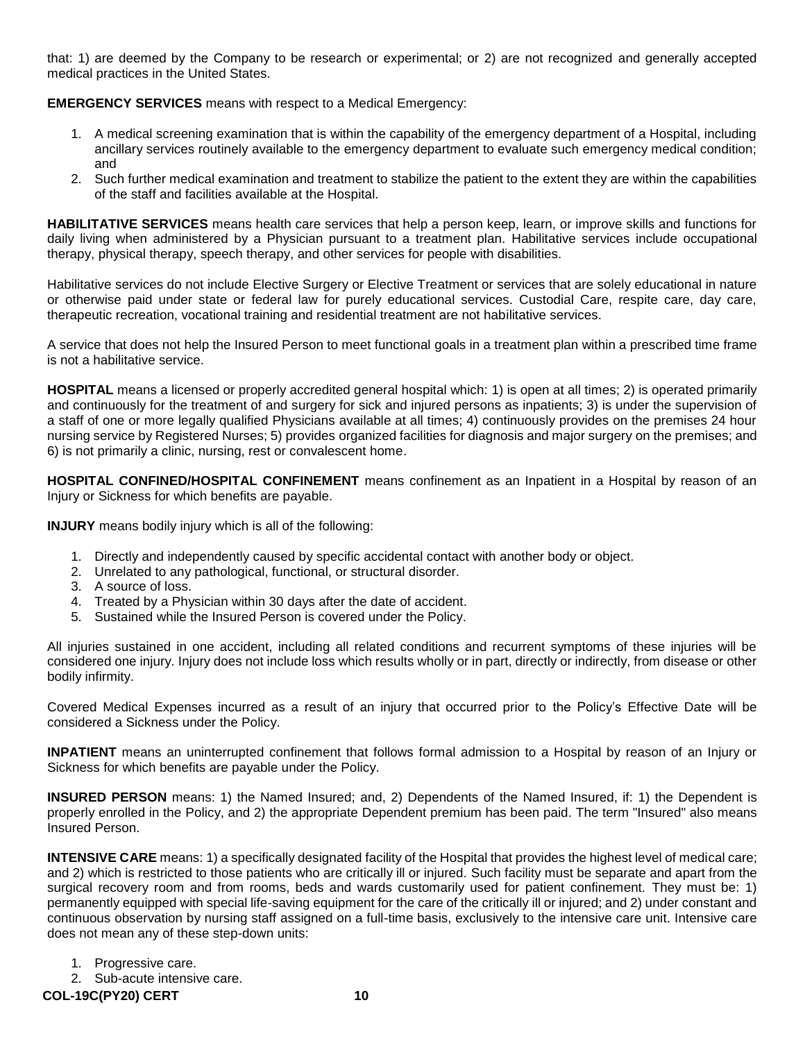that: 1) are deemed by the Company to be research or experimental; or 2) are not recognized and generally accepted medical practices in the United States.

**EMERGENCY SERVICES** means with respect to a Medical Emergency:

1. A medical screening examination that is within the capability of the emergency department of a Hospital, including ancillary services routinely available to the emergency department to evaluate such emergency medical condition; and
2. Such further medical examination and treatment to stabilize the patient to the extent they are within the capabilities of the staff and facilities available at the Hospital.

**HABILITATIVE SERVICES** means health care services that help a person keep, learn, or improve skills and functions for daily living when administered by a Physician pursuant to a treatment plan. Habilitative services include occupational therapy, physical therapy, speech therapy, and other services for people with disabilities.

Habilitative services do not include Elective Surgery or Elective Treatment or services that are solely educational in nature or otherwise paid under state or federal law for purely educational services. Custodial Care, respite care, day care, therapeutic recreation, vocational training and residential treatment are not habilitative services.

A service that does not help the Insured Person to meet functional goals in a treatment plan within a prescribed time frame is not a habilitative service.

**HOSPITAL** means a licensed or properly accredited general hospital which: 1) is open at all times; 2) is operated primarily and continuously for the treatment of and surgery for sick and injured persons as inpatients; 3) is under the supervision of a staff of one or more legally qualified Physicians available at all times; 4) continuously provides on the premises 24 hour nursing service by Registered Nurses; 5) provides organized facilities for diagnosis and major surgery on the premises; and 6) is not primarily a clinic, nursing, rest or convalescent home.

**HOSPITAL CONFINED/HOSPITAL CONFINEMENT** means confinement as an Inpatient in a Hospital by reason of an Injury or Sickness for which benefits are payable.

**INJURY** means bodily injury which is all of the following:

1. Directly and independently caused by specific accidental contact with another body or object.
2. Unrelated to any pathological, functional, or structural disorder.
3. A source of loss.
4. Treated by a Physician within 30 days after the date of accident.
5. Sustained while the Insured Person is covered under the Policy.

All injuries sustained in one accident, including all related conditions and recurrent symptoms of these injuries will be considered one injury. Injury does not include loss which results wholly or in part, directly or indirectly, from disease or other bodily infirmity.

Covered Medical Expenses incurred as a result of an injury that occurred prior to the Policy's Effective Date will be considered a Sickness under the Policy.

**INPATIENT** means an uninterrupted confinement that follows formal admission to a Hospital by reason of an Injury or Sickness for which benefits are payable under the Policy.

**INSURED PERSON** means: 1) the Named Insured; and, 2) Dependents of the Named Insured, if: 1) the Dependent is properly enrolled in the Policy, and 2) the appropriate Dependent premium has been paid. The term "Insured" also means Insured Person.

**INTENSIVE CARE** means: 1) a specifically designated facility of the Hospital that provides the highest level of medical care; and 2) which is restricted to those patients who are critically ill or injured. Such facility must be separate and apart from the surgical recovery room and from rooms, beds and wards customarily used for patient confinement. They must be: 1) permanently equipped with special life-saving equipment for the care of the critically ill or injured; and 2) under constant and continuous observation by nursing staff assigned on a full-time basis, exclusively to the intensive care unit. Intensive care does not mean any of these step-down units:

1. Progressive care.
2. Sub-acute intensive care.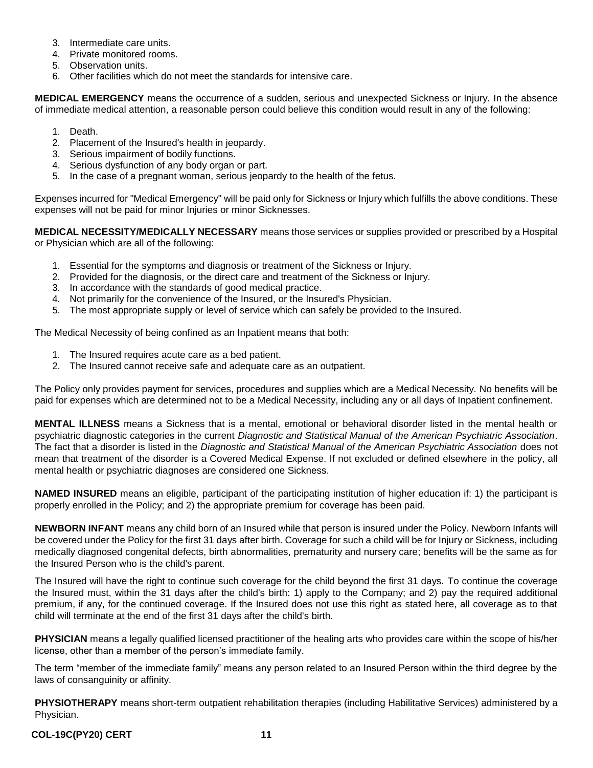3. Intermediate care units.
4. Private monitored rooms.
5. Observation units.
6. Other facilities which do not meet the standards for intensive care.

**MEDICAL EMERGENCY** means the occurrence of a sudden, serious and unexpected Sickness or Injury. In the absence of immediate medical attention, a reasonable person could believe this condition would result in any of the following:

1. Death.
2. Placement of the Insured's health in jeopardy.
3. Serious impairment of bodily functions.
4. Serious dysfunction of any body organ or part.
5. In the case of a pregnant woman, serious jeopardy to the health of the fetus.

Expenses incurred for "Medical Emergency" will be paid only for Sickness or Injury which fulfills the above conditions. These expenses will not be paid for minor Injuries or minor Sicknesses.

**MEDICAL NECESSITY/MEDICALLY NECESSARY** means those services or supplies provided or prescribed by a Hospital or Physician which are all of the following:

1. Essential for the symptoms and diagnosis or treatment of the Sickness or Injury.
2. Provided for the diagnosis, or the direct care and treatment of the Sickness or Injury.
3. In accordance with the standards of good medical practice.
4. Not primarily for the convenience of the Insured, or the Insured's Physician.
5. The most appropriate supply or level of service which can safely be provided to the Insured.

The Medical Necessity of being confined as an Inpatient means that both:

1. The Insured requires acute care as a bed patient.
2. The Insured cannot receive safe and adequate care as an outpatient.

The Policy only provides payment for services, procedures and supplies which are a Medical Necessity. No benefits will be paid for expenses which are determined not to be a Medical Necessity, including any or all days of Inpatient confinement.

**MENTAL ILLNESS** means a Sickness that is a mental, emotional or behavioral disorder listed in the mental health or psychiatric diagnostic categories in the current *Diagnostic and Statistical Manual of the American Psychiatric Association*. The fact that a disorder is listed in the *Diagnostic and Statistical Manual of the American Psychiatric Association* does not mean that treatment of the disorder is a Covered Medical Expense. If not excluded or defined elsewhere in the policy, all mental health or psychiatric diagnoses are considered one Sickness.

**NAMED INSURED** means an eligible, participant of the participating institution of higher education if: 1) the participant is properly enrolled in the Policy; and 2) the appropriate premium for coverage has been paid.

**NEWBORN INFANT** means any child born of an Insured while that person is insured under the Policy. Newborn Infants will be covered under the Policy for the first 31 days after birth. Coverage for such a child will be for Injury or Sickness, including medically diagnosed congenital defects, birth abnormalities, prematurity and nursery care; benefits will be the same as for the Insured Person who is the child's parent.

The Insured will have the right to continue such coverage for the child beyond the first 31 days. To continue the coverage the Insured must, within the 31 days after the child's birth: 1) apply to the Company; and 2) pay the required additional premium, if any, for the continued coverage. If the Insured does not use this right as stated here, all coverage as to that child will terminate at the end of the first 31 days after the child's birth.

**PHYSICIAN** means a legally qualified licensed practitioner of the healing arts who provides care within the scope of his/her license, other than a member of the person's immediate family.

The term "member of the immediate family" means any person related to an Insured Person within the third degree by the laws of consanguinity or affinity.

**PHYSIOTHERAPY** means short-term outpatient rehabilitation therapies (including Habilitative Services) administered by a Physician.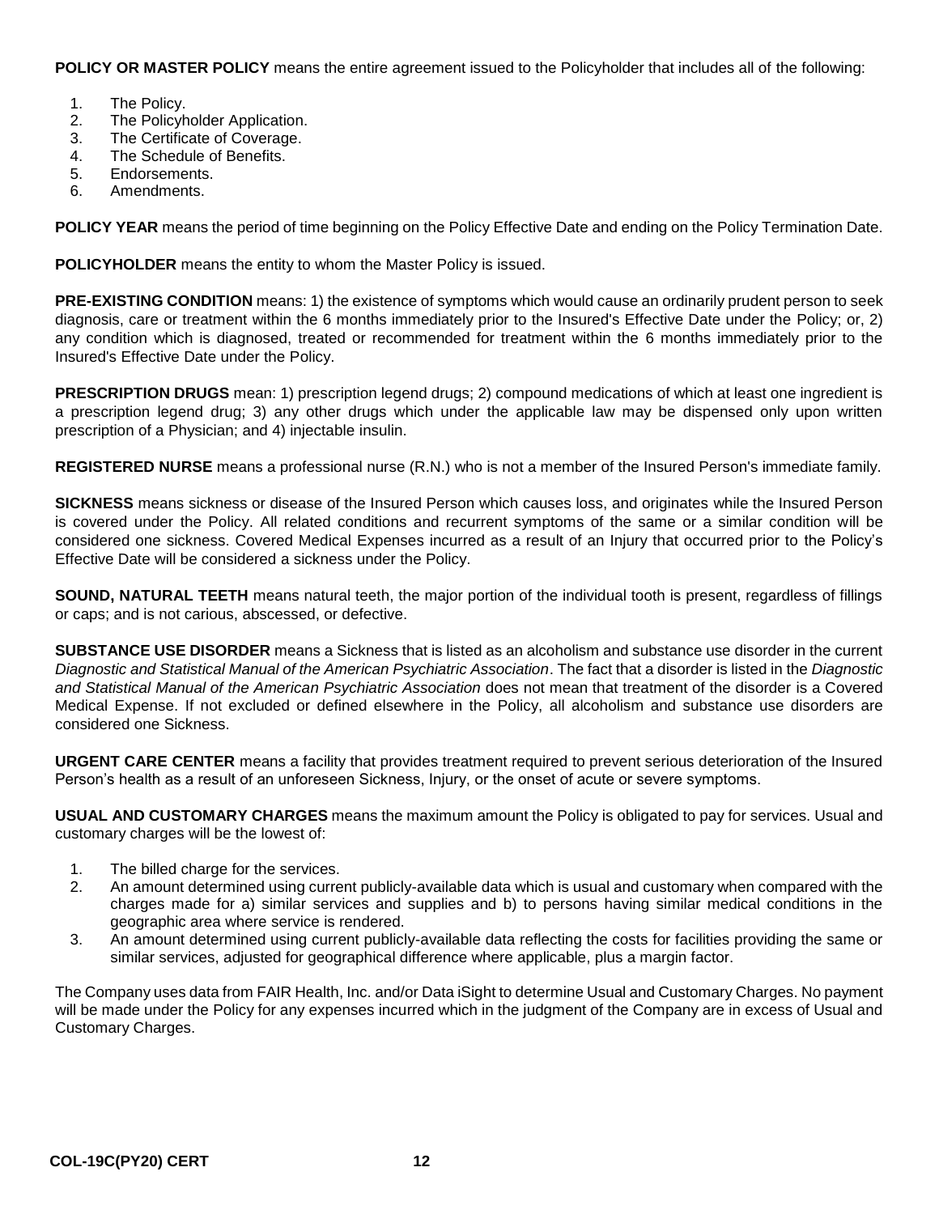**POLICY OR MASTER POLICY** means the entire agreement issued to the Policyholder that includes all of the following:

1. The Policy.
2. The Policyholder Application.
3. The Certificate of Coverage.
4. The Schedule of Benefits.
5. Endorsements.
6. Amendments.

**POLICY YEAR** means the period of time beginning on the Policy Effective Date and ending on the Policy Termination Date.

**POLICYHOLDER** means the entity to whom the Master Policy is issued.

**PRE-EXISTING CONDITION** means: 1) the existence of symptoms which would cause an ordinarily prudent person to seek diagnosis, care or treatment within the 6 months immediately prior to the Insured's Effective Date under the Policy; or, 2) any condition which is diagnosed, treated or recommended for treatment within the 6 months immediately prior to the Insured's Effective Date under the Policy.

**PRESCRIPTION DRUGS** mean: 1) prescription legend drugs; 2) compound medications of which at least one ingredient is a prescription legend drug; 3) any other drugs which under the applicable law may be dispensed only upon written prescription of a Physician; and 4) injectable insulin.

**REGISTERED NURSE** means a professional nurse (R.N.) who is not a member of the Insured Person's immediate family.

**SICKNESS** means sickness or disease of the Insured Person which causes loss, and originates while the Insured Person is covered under the Policy. All related conditions and recurrent symptoms of the same or a similar condition will be considered one sickness. Covered Medical Expenses incurred as a result of an Injury that occurred prior to the Policy's Effective Date will be considered a sickness under the Policy.

**SOUND, NATURAL TEETH** means natural teeth, the major portion of the individual tooth is present, regardless of fillings or caps; and is not carious, abscessed, or defective.

**SUBSTANCE USE DISORDER** means a Sickness that is listed as an alcoholism and substance use disorder in the current *Diagnostic and Statistical Manual of the American Psychiatric Association*. The fact that a disorder is listed in the *Diagnostic and Statistical Manual of the American Psychiatric Association* does not mean that treatment of the disorder is a Covered Medical Expense. If not excluded or defined elsewhere in the Policy, all alcoholism and substance use disorders are considered one Sickness.

**URGENT CARE CENTER** means a facility that provides treatment required to prevent serious deterioration of the Insured Person's health as a result of an unforeseen Sickness, Injury, or the onset of acute or severe symptoms.

**USUAL AND CUSTOMARY CHARGES** means the maximum amount the Policy is obligated to pay for services. Usual and customary charges will be the lowest of:

1. The billed charge for the services.
2. An amount determined using current publicly-available data which is usual and customary when compared with the charges made for a) similar services and supplies and b) to persons having similar medical conditions in the geographic area where service is rendered.
3. An amount determined using current publicly-available data reflecting the costs for facilities providing the same or similar services, adjusted for geographical difference where applicable, plus a margin factor.

The Company uses data from FAIR Health, Inc. and/or Data iSight to determine Usual and Customary Charges. No payment will be made under the Policy for any expenses incurred which in the judgment of the Company are in excess of Usual and Customary Charges.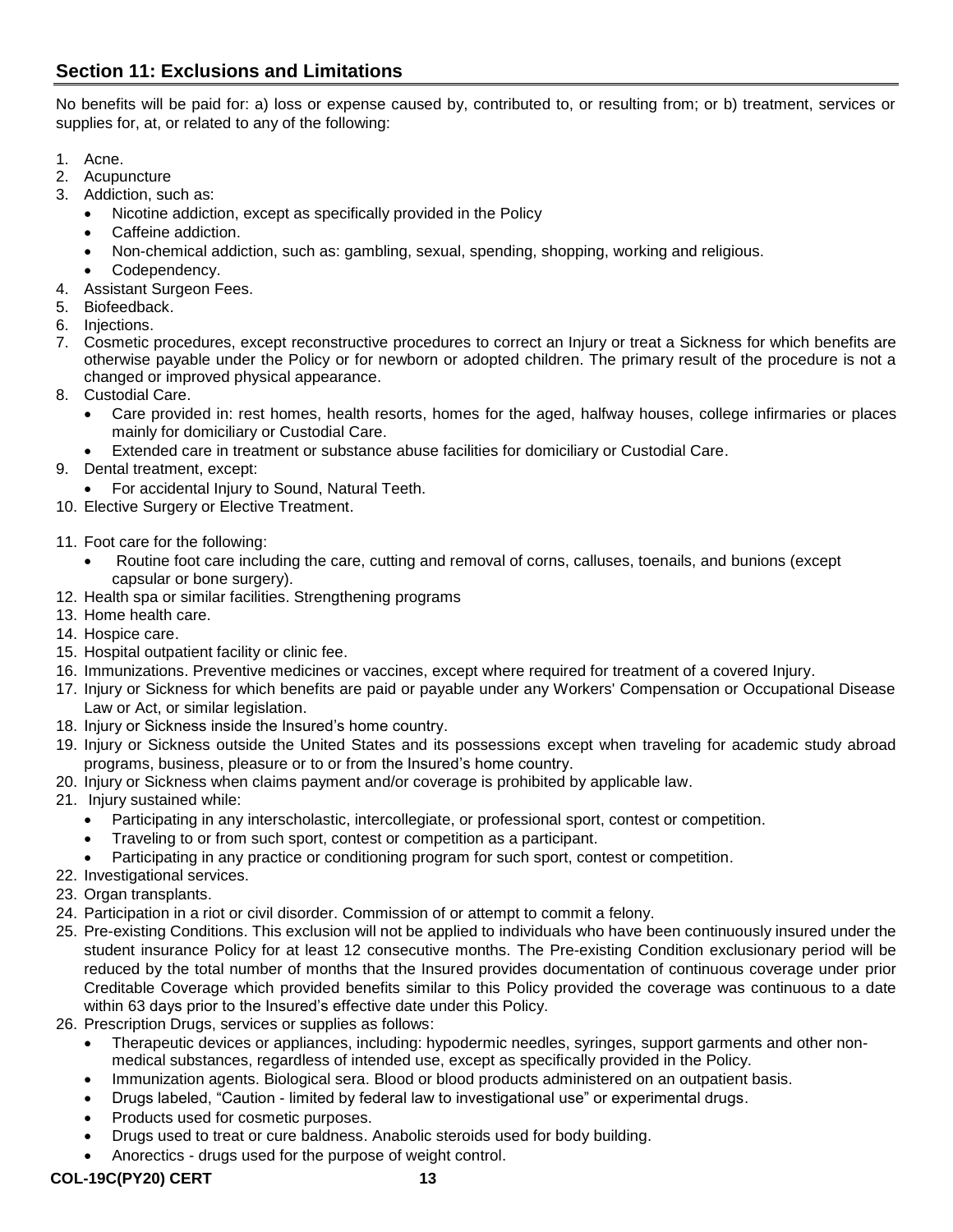## Section 11: Exclusions and Limitations

No benefits will be paid for: a) loss or expense caused by, contributed to, or resulting from; or b) treatment, services or supplies for, at, or related to any of the following:

1. Acne.
2. Acupuncture
3. Addiction, such as:
   - Nicotine addiction, except as specifically provided in the Policy
   - Caffeine addiction.
   - Non-chemical addiction, such as: gambling, sexual, spending, shopping, working and religious.
   - Codependency.
4. Assistant Surgeon Fees.
5. Biofeedback.
6. Injections.
7. Cosmetic procedures, except reconstructive procedures to correct an Injury or treat a Sickness for which benefits are otherwise payable under the Policy or for newborn or adopted children. The primary result of the procedure is not a changed or improved physical appearance.
8. Custodial Care.
   - Care provided in: rest homes, health resorts, homes for the aged, halfway houses, college infirmaries or places mainly for domiciliary or Custodial Care.
   - Extended care in treatment or substance abuse facilities for domiciliary or Custodial Care.
9. Dental treatment, except:
   - For accidental Injury to Sound, Natural Teeth.
10. Elective Surgery or Elective Treatment.
11. Foot care for the following:
    - Routine foot care including the care, cutting and removal of corns, calluses, toenails, and bunions (except capsular or bone surgery).
12. Health spa or similar facilities. Strengthening programs
13. Home health care.
14. Hospice care.
15. Hospital outpatient facility or clinic fee.
16. Immunizations. Preventive medicines or vaccines, except where required for treatment of a covered Injury.
17. Injury or Sickness for which benefits are paid or payable under any Workers' Compensation or Occupational Disease Law or Act, or similar legislation.
18. Injury or Sickness inside the Insured's home country.
19. Injury or Sickness outside the United States and its possessions except when traveling for academic study abroad programs, business, pleasure or to or from the Insured's home country.
20. Injury or Sickness when claims payment and/or coverage is prohibited by applicable law.
21. Injury sustained while:
    - Participating in any interscholastic, intercollegiate, or professional sport, contest or competition.
    - Traveling to or from such sport, contest or competition as a participant.
    - Participating in any practice or conditioning program for such sport, contest or competition.
22. Investigational services.
23. Organ transplants.
24. Participation in a riot or civil disorder. Commission of or attempt to commit a felony.
25. Pre-existing Conditions. This exclusion will not be applied to individuals who have been continuously insured under the student insurance Policy for at least 12 consecutive months. The Pre-existing Condition exclusionary period will be reduced by the total number of months that the Insured provides documentation of continuous coverage under prior Creditable Coverage which provided benefits similar to this Policy provided the coverage was continuous to a date within 63 days prior to the Insured's effective date under this Policy.
26. Prescription Drugs, services or supplies as follows:
    - Therapeutic devices or appliances, including: hypodermic needles, syringes, support garments and other non-medical substances, regardless of intended use, except as specifically provided in the Policy.
    - Immunization agents. Biological sera. Blood or blood products administered on an outpatient basis.
    - Drugs labeled, "Caution - limited by federal law to investigational use" or experimental drugs.
    - Products used for cosmetic purposes.
    - Drugs used to treat or cure baldness. Anabolic steroids used for body building.
    - Anorectics - drugs used for the purpose of weight control.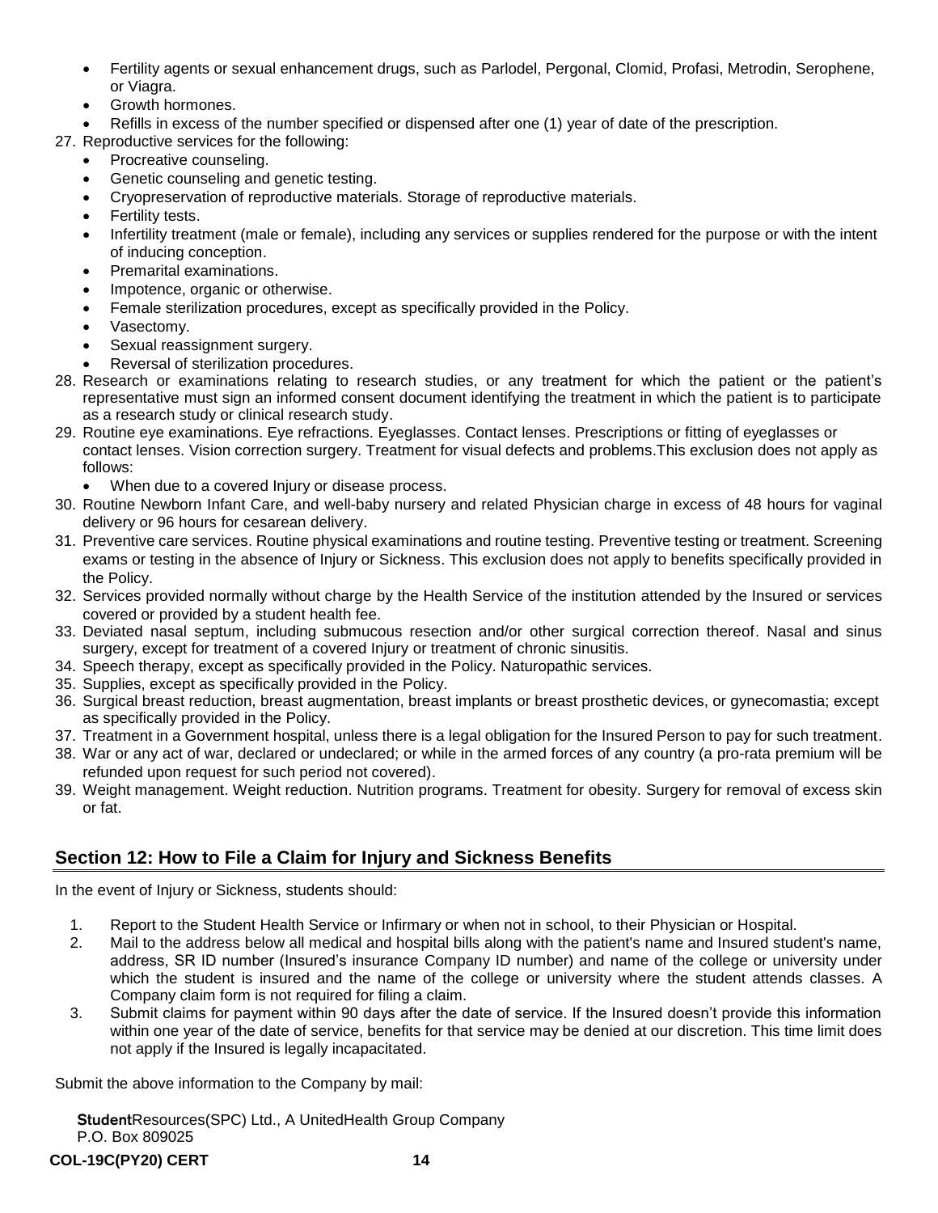- Fertility agents or sexual enhancement drugs, such as Parlodel, Pergonal, Clomid, Profasi, Metrodin, Serophene, or Viagra.
- Growth hormones.
- Refills in excess of the number specified or dispensed after one (1) year of date of the prescription.

27. Reproductive services for the following:
    - Procreative counseling.
    - Genetic counseling and genetic testing.
    - Cryopreservation of reproductive materials. Storage of reproductive materials.
    - Fertility tests.
    - Infertility treatment (male or female), including any services or supplies rendered for the purpose or with the intent of inducing conception.
    - Premarital examinations.
    - Impotence, organic or otherwise.
    - Female sterilization procedures, except as specifically provided in the Policy.
    - Vasectomy.
    - Sexual reassignment surgery.
    - Reversal of sterilization procedures.
28. Research or examinations relating to research studies, or any treatment for which the patient or the patient's representative must sign an informed consent document identifying the treatment in which the patient is to participate as a research study or clinical research study.
29. Routine eye examinations. Eye refractions. Eyeglasses. Contact lenses. Prescriptions or fitting of eyeglasses or contact lenses. Vision correction surgery. Treatment for visual defects and problems.This exclusion does not apply as follows:
    - When due to a covered Injury or disease process.
30. Routine Newborn Infant Care, and well-baby nursery and related Physician charge in excess of 48 hours for vaginal delivery or 96 hours for cesarean delivery.
31. Preventive care services. Routine physical examinations and routine testing. Preventive testing or treatment. Screening exams or testing in the absence of Injury or Sickness. This exclusion does not apply to benefits specifically provided in the Policy.
32. Services provided normally without charge by the Health Service of the institution attended by the Insured or services covered or provided by a student health fee.
33. Deviated nasal septum, including submucous resection and/or other surgical correction thereof. Nasal and sinus surgery, except for treatment of a covered Injury or treatment of chronic sinusitis.
34. Speech therapy, except as specifically provided in the Policy. Naturopathic services.
35. Supplies, except as specifically provided in the Policy.
36. Surgical breast reduction, breast augmentation, breast implants or breast prosthetic devices, or gynecomastia; except as specifically provided in the Policy.
37. Treatment in a Government hospital, unless there is a legal obligation for the Insured Person to pay for such treatment.
38. War or any act of war, declared or undeclared; or while in the armed forces of any country (a pro-rata premium will be refunded upon request for such period not covered).
39. Weight management. Weight reduction. Nutrition programs. Treatment for obesity. Surgery for removal of excess skin or fat.

## Section 12: How to File a Claim for Injury and Sickness Benefits

In the event of Injury or Sickness, students should:

1. Report to the Student Health Service or Infirmary or when not in school, to their Physician or Hospital.
2. Mail to the address below all medical and hospital bills along with the patient's name and Insured student's name, address, SR ID number (Insured's insurance Company ID number) and name of the college or university under which the student is insured and the name of the college or university where the student attends classes. A Company claim form is not required for filing a claim.
3. Submit claims for payment within 90 days after the date of service. If the Insured doesn't provide this information within one year of the date of service, benefits for that service may be denied at our discretion. This time limit does not apply if the Insured is legally incapacitated.

Submit the above information to the Company by mail:

**Student**Resources(SPC) Ltd., A UnitedHealth Group Company
P.O. Box 809025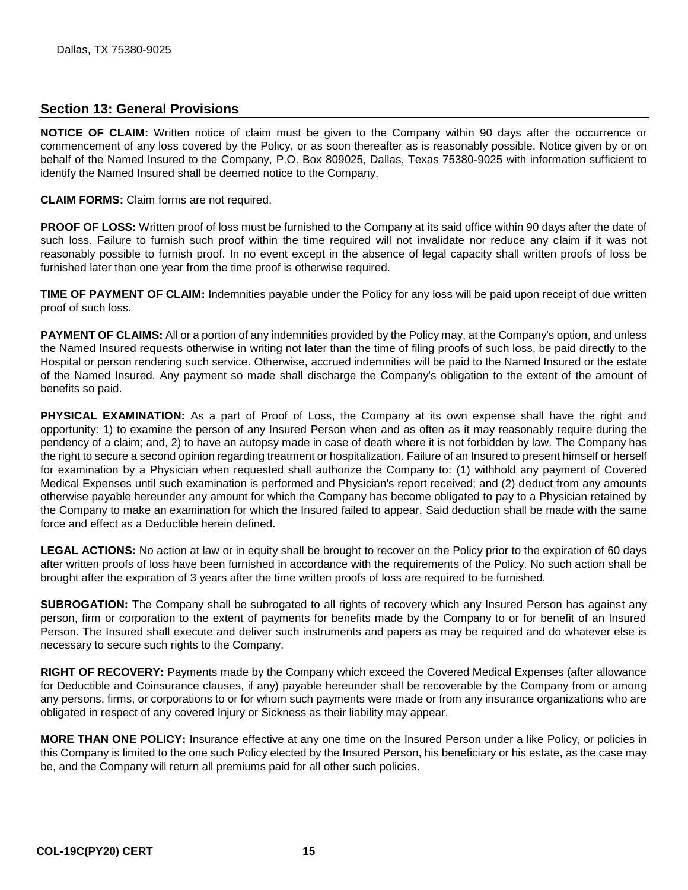Dallas, TX 75380-9025

## Section 13: General Provisions

**NOTICE OF CLAIM:** Written notice of claim must be given to the Company within 90 days after the occurrence or commencement of any loss covered by the Policy, or as soon thereafter as is reasonably possible. Notice given by or on behalf of the Named Insured to the Company, P.O. Box 809025, Dallas, Texas 75380-9025 with information sufficient to identify the Named Insured shall be deemed notice to the Company.

**CLAIM FORMS:** Claim forms are not required.

**PROOF OF LOSS:** Written proof of loss must be furnished to the Company at its said office within 90 days after the date of such loss. Failure to furnish such proof within the time required will not invalidate nor reduce any claim if it was not reasonably possible to furnish proof. In no event except in the absence of legal capacity shall written proofs of loss be furnished later than one year from the time proof is otherwise required.

**TIME OF PAYMENT OF CLAIM:** Indemnities payable under the Policy for any loss will be paid upon receipt of due written proof of such loss.

**PAYMENT OF CLAIMS:** All or a portion of any indemnities provided by the Policy may, at the Company's option, and unless the Named Insured requests otherwise in writing not later than the time of filing proofs of such loss, be paid directly to the Hospital or person rendering such service. Otherwise, accrued indemnities will be paid to the Named Insured or the estate of the Named Insured. Any payment so made shall discharge the Company's obligation to the extent of the amount of benefits so paid.

**PHYSICAL EXAMINATION:** As a part of Proof of Loss, the Company at its own expense shall have the right and opportunity: 1) to examine the person of any Insured Person when and as often as it may reasonably require during the pendency of a claim; and, 2) to have an autopsy made in case of death where it is not forbidden by law. The Company has the right to secure a second opinion regarding treatment or hospitalization. Failure of an Insured to present himself or herself for examination by a Physician when requested shall authorize the Company to: (1) withhold any payment of Covered Medical Expenses until such examination is performed and Physician's report received; and (2) deduct from any amounts otherwise payable hereunder any amount for which the Company has become obligated to pay to a Physician retained by the Company to make an examination for which the Insured failed to appear. Said deduction shall be made with the same force and effect as a Deductible herein defined.

**LEGAL ACTIONS:** No action at law or in equity shall be brought to recover on the Policy prior to the expiration of 60 days after written proofs of loss have been furnished in accordance with the requirements of the Policy. No such action shall be brought after the expiration of 3 years after the time written proofs of loss are required to be furnished.

**SUBROGATION:** The Company shall be subrogated to all rights of recovery which any Insured Person has against any person, firm or corporation to the extent of payments for benefits made by the Company to or for benefit of an Insured Person. The Insured shall execute and deliver such instruments and papers as may be required and do whatever else is necessary to secure such rights to the Company.

**RIGHT OF RECOVERY:** Payments made by the Company which exceed the Covered Medical Expenses (after allowance for Deductible and Coinsurance clauses, if any) payable hereunder shall be recoverable by the Company from or among any persons, firms, or corporations to or for whom such payments were made or from any insurance organizations who are obligated in respect of any covered Injury or Sickness as their liability may appear.

**MORE THAN ONE POLICY:** Insurance effective at any one time on the Insured Person under a like Policy, or policies in this Company is limited to the one such Policy elected by the Insured Person, his beneficiary or his estate, as the case may be, and the Company will return all premiums paid for all other such policies.

COL-19C(PY20) CERT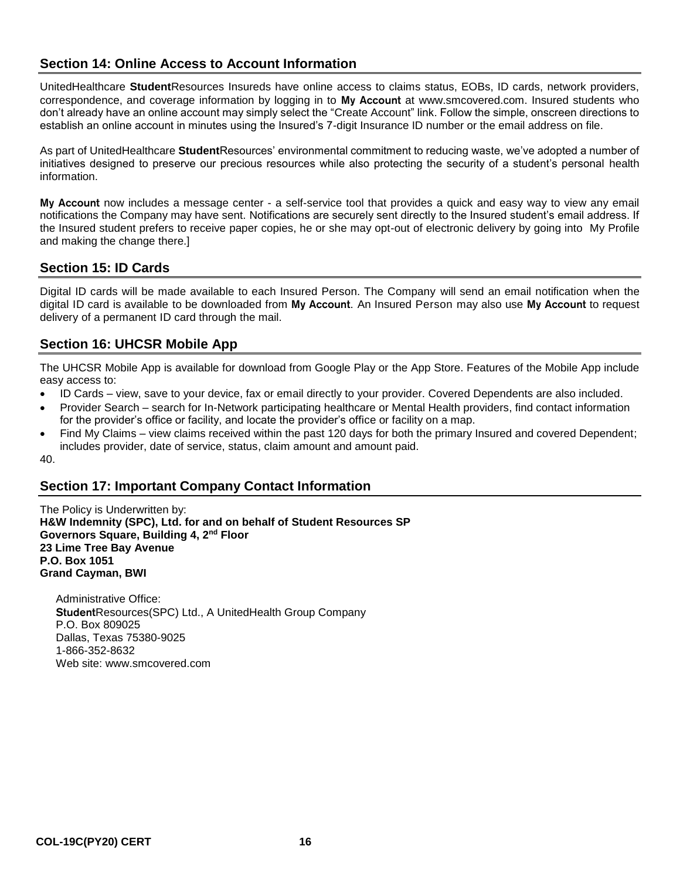## Section 14: Online Access to Account Information

UnitedHealthcare **Student**Resources Insureds have online access to claims status, EOBs, ID cards, network providers, correspondence, and coverage information by logging in to **My Account** at www.smcovered.com. Insured students who don't already have an online account may simply select the "Create Account" link. Follow the simple, onscreen directions to establish an online account in minutes using the Insured's 7-digit Insurance ID number or the email address on file.

As part of UnitedHealthcare **Student**Resources' environmental commitment to reducing waste, we've adopted a number of initiatives designed to preserve our precious resources while also protecting the security of a student's personal health information.

**My Account** now includes a message center - a self-service tool that provides a quick and easy way to view any email notifications the Company may have sent. Notifications are securely sent directly to the Insured student's email address. If the Insured student prefers to receive paper copies, he or she may opt-out of electronic delivery by going into My Profile and making the change there.]

## Section 15: ID Cards

Digital ID cards will be made available to each Insured Person. The Company will send an email notification when the digital ID card is available to be downloaded from **My Account**. An Insured Person may also use **My Account** to request delivery of a permanent ID card through the mail.

## Section 16: UHCSR Mobile App

The UHCSR Mobile App is available for download from Google Play or the App Store. Features of the Mobile App include easy access to:

- ID Cards – view, save to your device, fax or email directly to your provider. Covered Dependents are also included.
- Provider Search – search for In-Network participating healthcare or Mental Health providers, find contact information for the provider's office or facility, and locate the provider's office or facility on a map.
- Find My Claims – view claims received within the past 120 days for both the primary Insured and covered Dependent; includes provider, date of service, status, claim amount and amount paid.

40.

## Section 17: Important Company Contact Information

The Policy is Underwritten by:
**H&W Indemnity (SPC), Ltd. for and on behalf of Student Resources SP**
**Governors Square, Building 4, 2nd Floor**
**23 Lime Tree Bay Avenue**
**P.O. Box 1051**
**Grand Cayman, BWI**

Administrative Office:
**Student**Resources(SPC) Ltd., A UnitedHealth Group Company
P.O. Box 809025
Dallas, Texas 75380-9025
1-866-352-8632
Web site: www.smcovered.com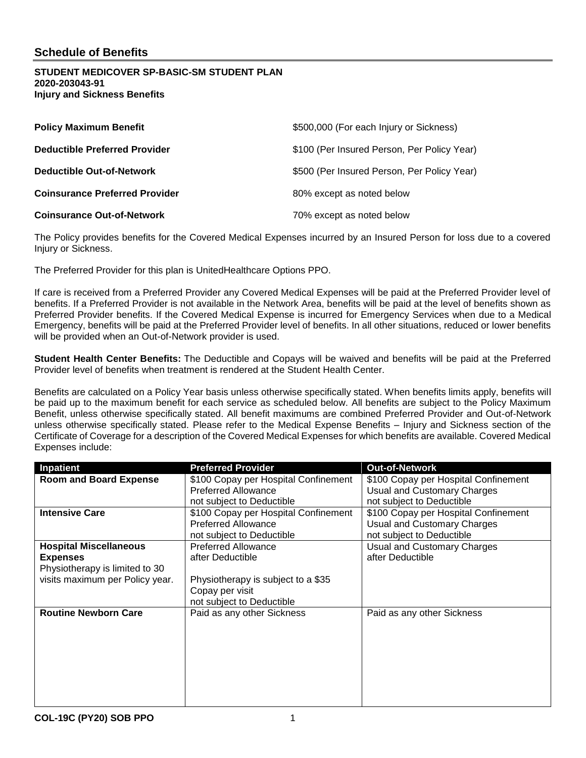## Schedule of Benefits

**STUDENT MEDICOVER SP-BASIC-SM STUDENT PLAN**
**2020-203043-91**
**Injury and Sickness Benefits**

| | |
|---|---|
| **Policy Maximum Benefit** | $500,000 (For each Injury or Sickness) |
| **Deductible Preferred Provider** | $100 (Per Insured Person, Per Policy Year) |
| **Deductible Out-of-Network** | $500 (Per Insured Person, Per Policy Year) |
| **Coinsurance Preferred Provider** | 80% except as noted below |
| **Coinsurance Out-of-Network** | 70% except as noted below |

The Policy provides benefits for the Covered Medical Expenses incurred by an Insured Person for loss due to a covered Injury or Sickness.

The Preferred Provider for this plan is UnitedHealthcare Options PPO.

If care is received from a Preferred Provider any Covered Medical Expenses will be paid at the Preferred Provider level of benefits. If a Preferred Provider is not available in the Network Area, benefits will be paid at the level of benefits shown as Preferred Provider benefits. If the Covered Medical Expense is incurred for Emergency Services when due to a Medical Emergency, benefits will be paid at the Preferred Provider level of benefits. In all other situations, reduced or lower benefits will be provided when an Out-of-Network provider is used.

**Student Health Center Benefits:** The Deductible and Copays will be waived and benefits will be paid at the Preferred Provider level of benefits when treatment is rendered at the Student Health Center.

Benefits are calculated on a Policy Year basis unless otherwise specifically stated. When benefits limits apply, benefits will be paid up to the maximum benefit for each service as scheduled below. All benefits are subject to the Policy Maximum Benefit, unless otherwise specifically stated. All benefit maximums are combined Preferred Provider and Out-of-Network unless otherwise specifically stated. Please refer to the Medical Expense Benefits – Injury and Sickness section of the Certificate of Coverage for a description of the Covered Medical Expenses for which benefits are available. Covered Medical Expenses include:

| Inpatient | Preferred Provider | Out-of-Network |
|---|---|---|
| **Room and Board Expense** | $100 Copay per Hospital Confinement<br>Preferred Allowance<br>not subject to Deductible | $100 Copay per Hospital Confinement<br>Usual and Customary Charges<br>not subject to Deductible |
| **Intensive Care** | $100 Copay per Hospital Confinement<br>Preferred Allowance<br>not subject to Deductible | $100 Copay per Hospital Confinement<br>Usual and Customary Charges<br>not subject to Deductible |
| **Hospital Miscellaneous Expenses**<br>Physiotherapy is limited to 30 visits maximum per Policy year. | Preferred Allowance<br>after Deductible<br><br>Physiotherapy is subject to a $35 Copay per visit<br>not subject to Deductible | Usual and Customary Charges<br>after Deductible |
| **Routine Newborn Care** | Paid as any other Sickness | Paid as any other Sickness |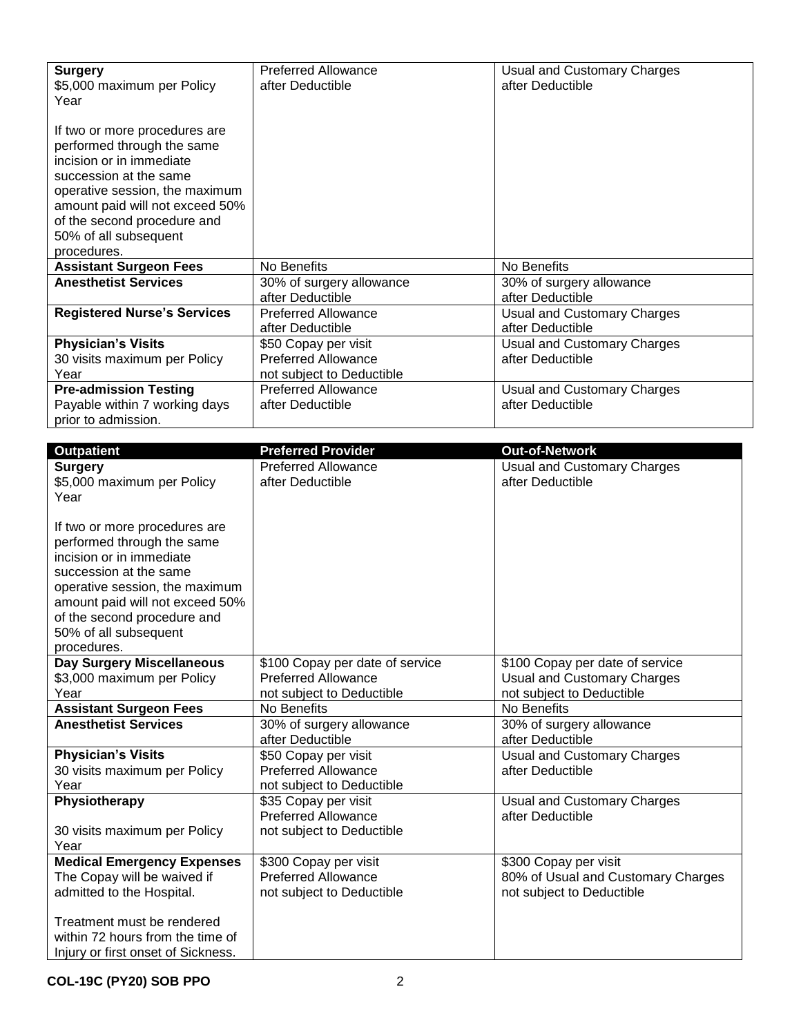| | | |
|---|---|---|
| **Surgery**<br>$5,000 maximum per Policy Year<br><br>If two or more procedures are performed through the same incision or in immediate succession at the same operative session, the maximum amount paid will not exceed 50% of the second procedure and 50% of all subsequent procedures. | Preferred Allowance<br>after Deductible | Usual and Customary Charges<br>after Deductible |
| **Assistant Surgeon Fees** | No Benefits | No Benefits |
| **Anesthetist Services** | 30% of surgery allowance<br>after Deductible | 30% of surgery allowance<br>after Deductible |
| **Registered Nurse's Services** | Preferred Allowance<br>after Deductible | Usual and Customary Charges<br>after Deductible |
| **Physician's Visits**<br>30 visits maximum per Policy Year | $50 Copay per visit<br>Preferred Allowance<br>not subject to Deductible | Usual and Customary Charges<br>after Deductible |
| **Pre-admission Testing**<br>Payable within 7 working days prior to admission. | Preferred Allowance<br>after Deductible | Usual and Customary Charges<br>after Deductible |

| **Outpatient** | **Preferred Provider** | **Out-of-Network** |
|---|---|---|
| **Surgery**<br>$5,000 maximum per Policy Year<br><br>If two or more procedures are performed through the same incision or in immediate succession at the same operative session, the maximum amount paid will not exceed 50% of the second procedure and 50% of all subsequent procedures. | Preferred Allowance<br>after Deductible | Usual and Customary Charges<br>after Deductible |
| **Day Surgery Miscellaneous**<br>$3,000 maximum per Policy Year | $100 Copay per date of service<br>Preferred Allowance<br>not subject to Deductible | $100 Copay per date of service<br>Usual and Customary Charges<br>not subject to Deductible |
| **Assistant Surgeon Fees** | No Benefits | No Benefits |
| **Anesthetist Services** | 30% of surgery allowance<br>after Deductible | 30% of surgery allowance<br>after Deductible |
| **Physician's Visits**<br>30 visits maximum per Policy Year | $50 Copay per visit<br>Preferred Allowance<br>not subject to Deductible | Usual and Customary Charges<br>after Deductible |
| **Physiotherapy**<br><br>30 visits maximum per Policy Year | $35 Copay per visit<br>Preferred Allowance<br>not subject to Deductible | Usual and Customary Charges<br>after Deductible |
| **Medical Emergency Expenses**<br>The Copay will be waived if admitted to the Hospital.<br><br>Treatment must be rendered within 72 hours from the time of Injury or first onset of Sickness. | $300 Copay per visit<br>Preferred Allowance<br>not subject to Deductible | $300 Copay per visit<br>80% of Usual and Customary Charges<br>not subject to Deductible |

**COL-19C (PY20) SOB PPO**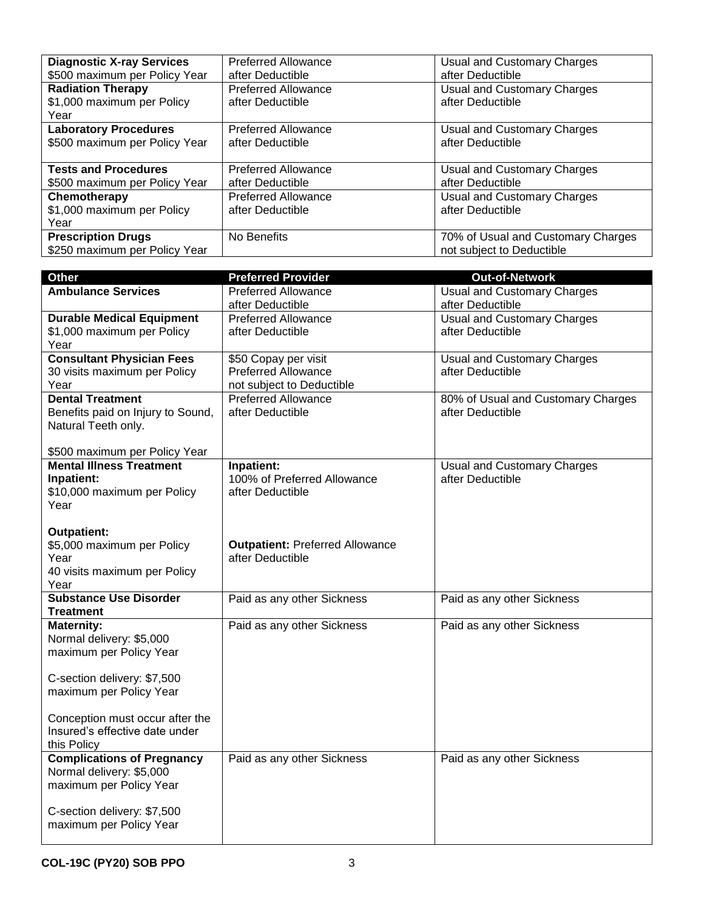| | | |
|---|---|---|
| **Diagnostic X-ray Services**<br>$500 maximum per Policy Year | Preferred Allowance<br>after Deductible | Usual and Customary Charges<br>after Deductible |
| **Radiation Therapy**<br>$1,000 maximum per Policy Year | Preferred Allowance<br>after Deductible | Usual and Customary Charges<br>after Deductible |
| **Laboratory Procedures**<br>$500 maximum per Policy Year | Preferred Allowance<br>after Deductible | Usual and Customary Charges<br>after Deductible |
| **Tests and Procedures**<br>$500 maximum per Policy Year | Preferred Allowance<br>after Deductible | Usual and Customary Charges<br>after Deductible |
| **Chemotherapy**<br>$1,000 maximum per Policy Year | Preferred Allowance<br>after Deductible | Usual and Customary Charges<br>after Deductible |
| **Prescription Drugs**<br>$250 maximum per Policy Year | No Benefits | 70% of Usual and Customary Charges<br>not subject to Deductible |

| Other | Preferred Provider | Out-of-Network |
|---|---|---|
| **Ambulance Services** | Preferred Allowance<br>after Deductible | Usual and Customary Charges<br>after Deductible |
| **Durable Medical Equipment**<br>$1,000 maximum per Policy Year | Preferred Allowance<br>after Deductible | Usual and Customary Charges<br>after Deductible |
| **Consultant Physician Fees**<br>30 visits maximum per Policy Year | $50 Copay per visit<br>Preferred Allowance<br>not subject to Deductible | Usual and Customary Charges<br>after Deductible |
| **Dental Treatment**<br>Benefits paid on Injury to Sound, Natural Teeth only.<br><br>$500 maximum per Policy Year | Preferred Allowance<br>after Deductible | 80% of Usual and Customary Charges<br>after Deductible |
| **Mental Illness Treatment**<br>**Inpatient:**<br>$10,000 maximum per Policy Year<br><br>**Outpatient:**<br>$5,000 maximum per Policy Year<br>40 visits maximum per Policy Year | **Inpatient:**<br>100% of Preferred Allowance<br>after Deductible<br><br>**Outpatient:** Preferred Allowance<br>after Deductible | Usual and Customary Charges<br>after Deductible |
| **Substance Use Disorder Treatment** | Paid as any other Sickness | Paid as any other Sickness |
| **Maternity:**<br>Normal delivery: $5,000 maximum per Policy Year<br><br>C-section delivery: $7,500 maximum per Policy Year<br><br>Conception must occur after the Insured's effective date under this Policy | Paid as any other Sickness | Paid as any other Sickness |
| **Complications of Pregnancy**<br>Normal delivery: $5,000 maximum per Policy Year<br><br>C-section delivery: $7,500 maximum per Policy Year | Paid as any other Sickness | Paid as any other Sickness |

**COL-19C (PY20) SOB PPO**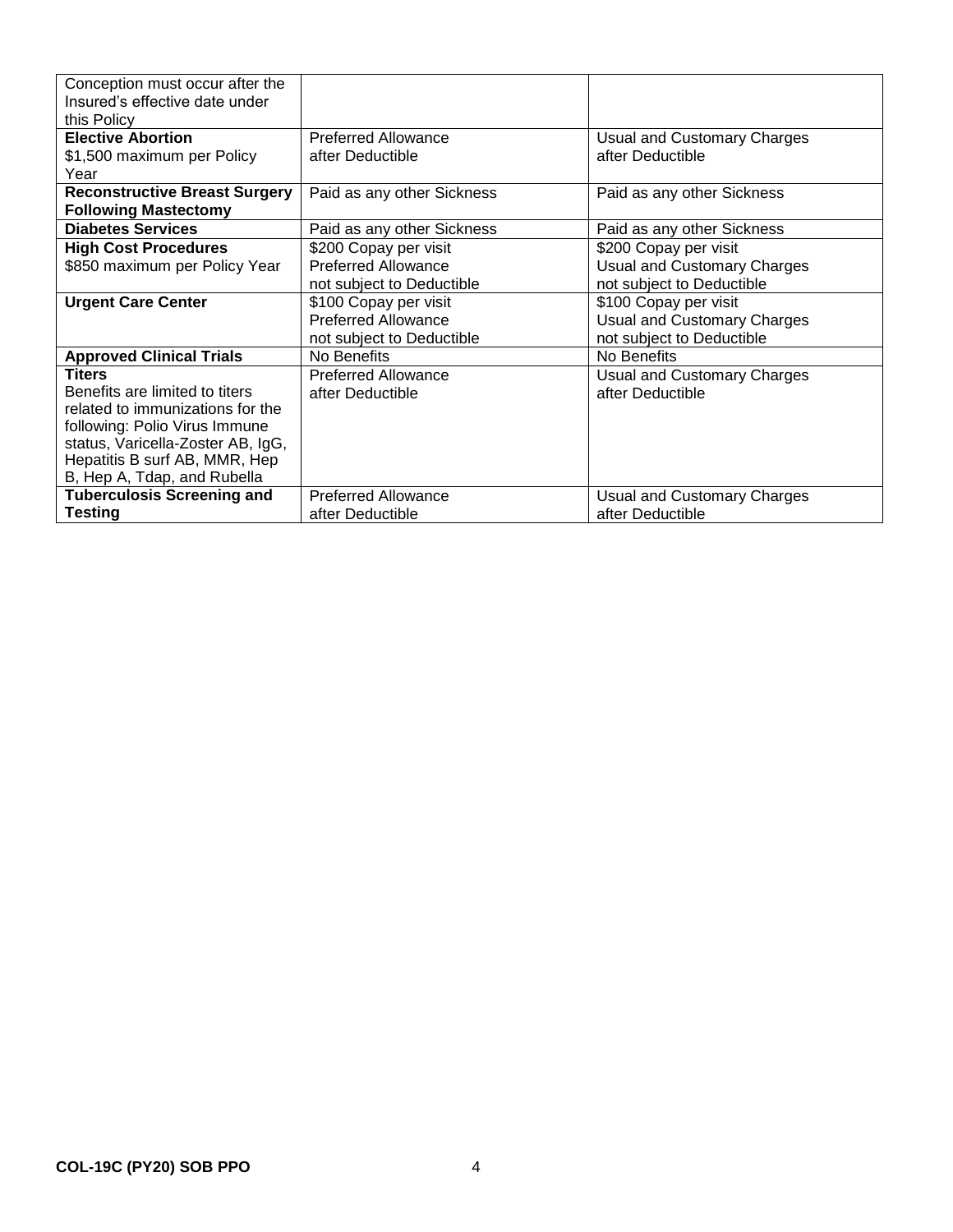| | | |
|---|---|---|
| Conception must occur after the Insured's effective date under this Policy | | |
| **Elective Abortion**<br>$1,500 maximum per Policy Year | Preferred Allowance<br>after Deductible | Usual and Customary Charges<br>after Deductible |
| **Reconstructive Breast Surgery Following Mastectomy** | Paid as any other Sickness | Paid as any other Sickness |
| **Diabetes Services** | Paid as any other Sickness | Paid as any other Sickness |
| **High Cost Procedures**<br>$850 maximum per Policy Year | $200 Copay per visit<br>Preferred Allowance<br>not subject to Deductible | $200 Copay per visit<br>Usual and Customary Charges<br>not subject to Deductible |
| **Urgent Care Center** | $100 Copay per visit<br>Preferred Allowance<br>not subject to Deductible | $100 Copay per visit<br>Usual and Customary Charges<br>not subject to Deductible |
| **Approved Clinical Trials** | No Benefits | No Benefits |
| **Titers**<br>Benefits are limited to titers related to immunizations for the following: Polio Virus Immune status, Varicella-Zoster AB, IgG, Hepatitis B surf AB, MMR, Hep B, Hep A, Tdap, and Rubella | Preferred Allowance<br>after Deductible | Usual and Customary Charges<br>after Deductible |
| **Tuberculosis Screening and Testing** | Preferred Allowance<br>after Deductible | Usual and Customary Charges<br>after Deductible |

**COL-19C (PY20) SOB PPO**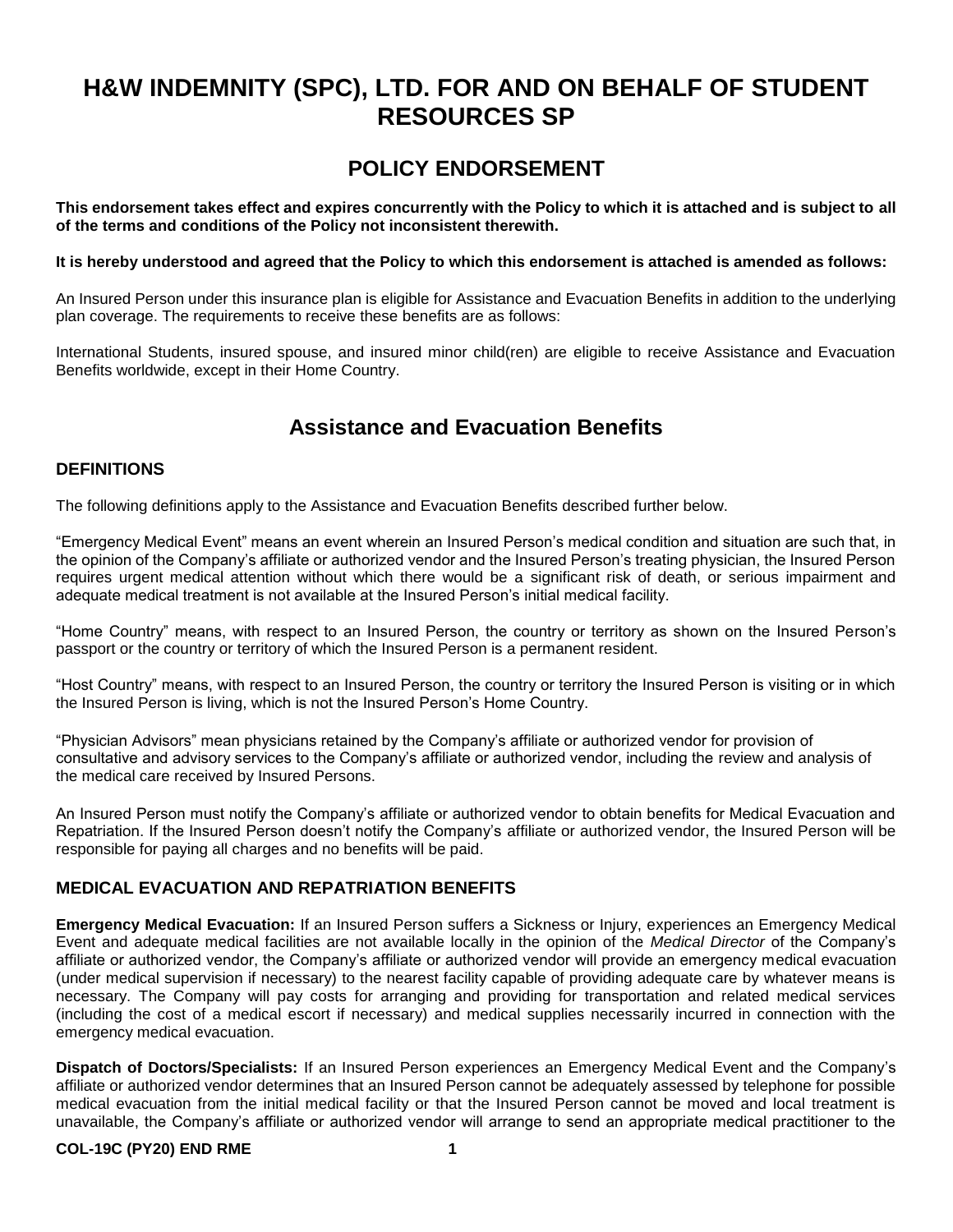# H&W INDEMNITY (SPC), LTD. FOR AND ON BEHALF OF STUDENT RESOURCES SP

## POLICY ENDORSEMENT

**This endorsement takes effect and expires concurrently with the Policy to which it is attached and is subject to all of the terms and conditions of the Policy not inconsistent therewith.**

**It is hereby understood and agreed that the Policy to which this endorsement is attached is amended as follows:**

An Insured Person under this insurance plan is eligible for Assistance and Evacuation Benefits in addition to the underlying plan coverage. The requirements to receive these benefits are as follows:

International Students, insured spouse, and insured minor child(ren) are eligible to receive Assistance and Evacuation Benefits worldwide, except in their Home Country.

## Assistance and Evacuation Benefits

### DEFINITIONS

The following definitions apply to the Assistance and Evacuation Benefits described further below.

"Emergency Medical Event" means an event wherein an Insured Person's medical condition and situation are such that, in the opinion of the Company's affiliate or authorized vendor and the Insured Person's treating physician, the Insured Person requires urgent medical attention without which there would be a significant risk of death, or serious impairment and adequate medical treatment is not available at the Insured Person's initial medical facility.

"Home Country" means, with respect to an Insured Person, the country or territory as shown on the Insured Person's passport or the country or territory of which the Insured Person is a permanent resident.

"Host Country" means, with respect to an Insured Person, the country or territory the Insured Person is visiting or in which the Insured Person is living, which is not the Insured Person's Home Country.

"Physician Advisors" mean physicians retained by the Company's affiliate or authorized vendor for provision of consultative and advisory services to the Company's affiliate or authorized vendor, including the review and analysis of the medical care received by Insured Persons.

An Insured Person must notify the Company's affiliate or authorized vendor to obtain benefits for Medical Evacuation and Repatriation. If the Insured Person doesn't notify the Company's affiliate or authorized vendor, the Insured Person will be responsible for paying all charges and no benefits will be paid.

### MEDICAL EVACUATION AND REPATRIATION BENEFITS

**Emergency Medical Evacuation:** If an Insured Person suffers a Sickness or Injury, experiences an Emergency Medical Event and adequate medical facilities are not available locally in the opinion of the *Medical Director* of the Company's affiliate or authorized vendor, the Company's affiliate or authorized vendor will provide an emergency medical evacuation (under medical supervision if necessary) to the nearest facility capable of providing adequate care by whatever means is necessary. The Company will pay costs for arranging and providing for transportation and related medical services (including the cost of a medical escort if necessary) and medical supplies necessarily incurred in connection with the emergency medical evacuation.

**Dispatch of Doctors/Specialists:** If an Insured Person experiences an Emergency Medical Event and the Company's affiliate or authorized vendor determines that an Insured Person cannot be adequately assessed by telephone for possible medical evacuation from the initial medical facility or that the Insured Person cannot be moved and local treatment is unavailable, the Company's affiliate or authorized vendor will arrange to send an appropriate medical practitioner to the

COL-19C (PY20) END RME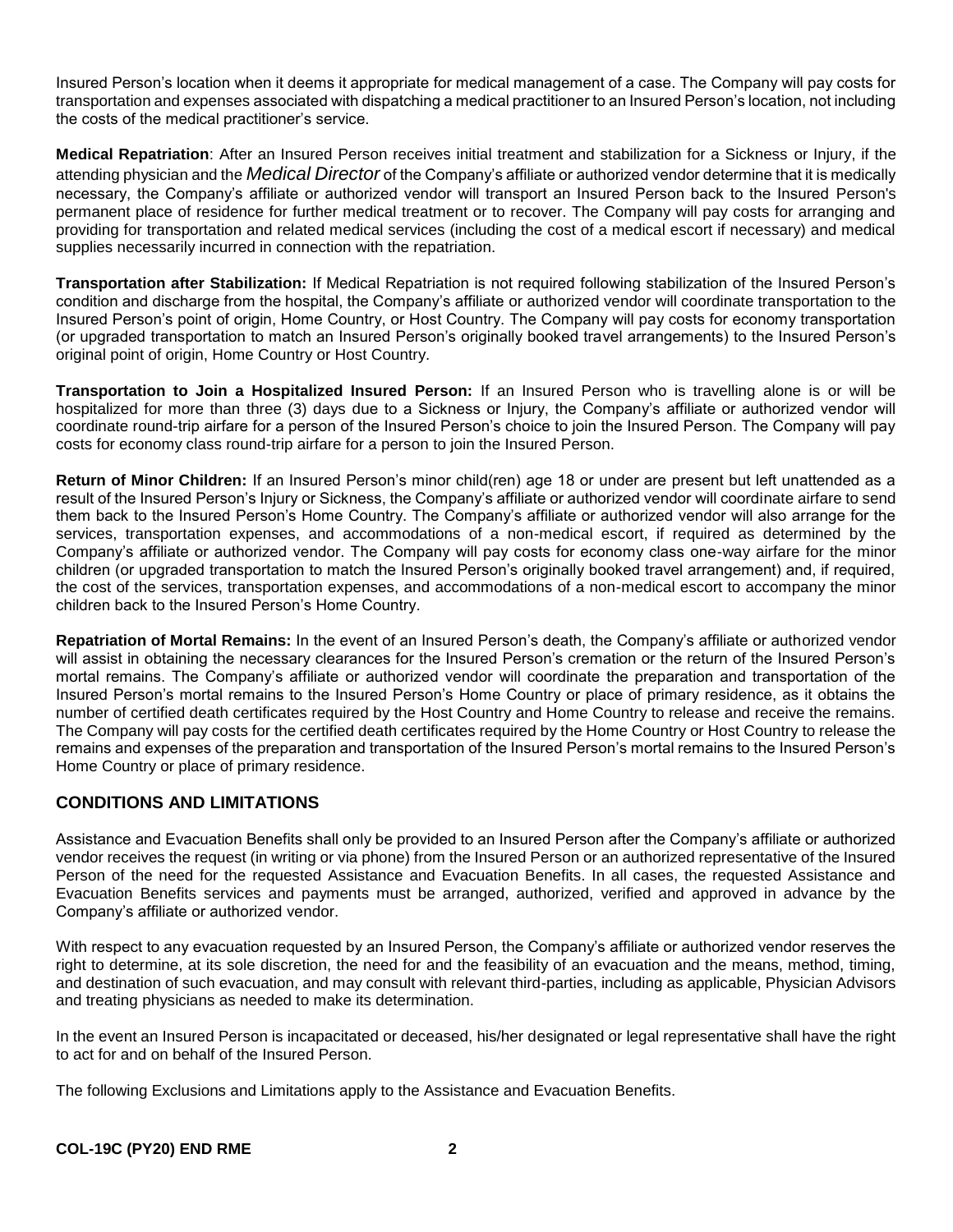Insured Person's location when it deems it appropriate for medical management of a case. The Company will pay costs for transportation and expenses associated with dispatching a medical practitioner to an Insured Person's location, not including the costs of the medical practitioner's service.

**Medical Repatriation**: After an Insured Person receives initial treatment and stabilization for a Sickness or Injury, if the attending physician and the *Medical Director* of the Company's affiliate or authorized vendor determine that it is medically necessary, the Company's affiliate or authorized vendor will transport an Insured Person back to the Insured Person's permanent place of residence for further medical treatment or to recover. The Company will pay costs for arranging and providing for transportation and related medical services (including the cost of a medical escort if necessary) and medical supplies necessarily incurred in connection with the repatriation.

**Transportation after Stabilization:** If Medical Repatriation is not required following stabilization of the Insured Person's condition and discharge from the hospital, the Company's affiliate or authorized vendor will coordinate transportation to the Insured Person's point of origin, Home Country, or Host Country. The Company will pay costs for economy transportation (or upgraded transportation to match an Insured Person's originally booked travel arrangements) to the Insured Person's original point of origin, Home Country or Host Country.

**Transportation to Join a Hospitalized Insured Person:** If an Insured Person who is travelling alone is or will be hospitalized for more than three (3) days due to a Sickness or Injury, the Company's affiliate or authorized vendor will coordinate round-trip airfare for a person of the Insured Person's choice to join the Insured Person. The Company will pay costs for economy class round-trip airfare for a person to join the Insured Person.

**Return of Minor Children:** If an Insured Person's minor child(ren) age 18 or under are present but left unattended as a result of the Insured Person's Injury or Sickness, the Company's affiliate or authorized vendor will coordinate airfare to send them back to the Insured Person's Home Country. The Company's affiliate or authorized vendor will also arrange for the services, transportation expenses, and accommodations of a non-medical escort, if required as determined by the Company's affiliate or authorized vendor. The Company will pay costs for economy class one-way airfare for the minor children (or upgraded transportation to match the Insured Person's originally booked travel arrangement) and, if required, the cost of the services, transportation expenses, and accommodations of a non-medical escort to accompany the minor children back to the Insured Person's Home Country.

**Repatriation of Mortal Remains:** In the event of an Insured Person's death, the Company's affiliate or authorized vendor will assist in obtaining the necessary clearances for the Insured Person's cremation or the return of the Insured Person's mortal remains. The Company's affiliate or authorized vendor will coordinate the preparation and transportation of the Insured Person's mortal remains to the Insured Person's Home Country or place of primary residence, as it obtains the number of certified death certificates required by the Host Country and Home Country to release and receive the remains. The Company will pay costs for the certified death certificates required by the Home Country or Host Country to release the remains and expenses of the preparation and transportation of the Insured Person's mortal remains to the Insured Person's Home Country or place of primary residence.

## CONDITIONS AND LIMITATIONS

Assistance and Evacuation Benefits shall only be provided to an Insured Person after the Company's affiliate or authorized vendor receives the request (in writing or via phone) from the Insured Person or an authorized representative of the Insured Person of the need for the requested Assistance and Evacuation Benefits. In all cases, the requested Assistance and Evacuation Benefits services and payments must be arranged, authorized, verified and approved in advance by the Company's affiliate or authorized vendor.

With respect to any evacuation requested by an Insured Person, the Company's affiliate or authorized vendor reserves the right to determine, at its sole discretion, the need for and the feasibility of an evacuation and the means, method, timing, and destination of such evacuation, and may consult with relevant third-parties, including as applicable, Physician Advisors and treating physicians as needed to make its determination.

In the event an Insured Person is incapacitated or deceased, his/her designated or legal representative shall have the right to act for and on behalf of the Insured Person.

The following Exclusions and Limitations apply to the Assistance and Evacuation Benefits.

**COL-19C (PY20) END RME**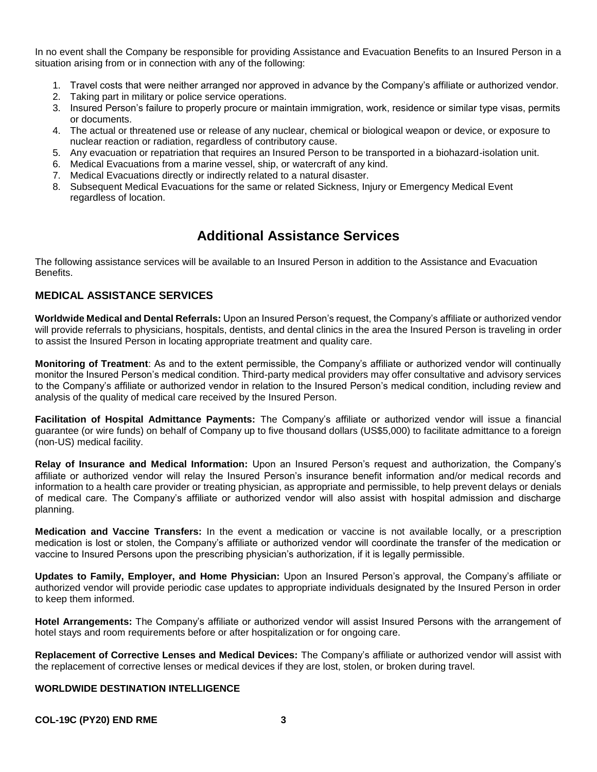In no event shall the Company be responsible for providing Assistance and Evacuation Benefits to an Insured Person in a situation arising from or in connection with any of the following:

1. Travel costs that were neither arranged nor approved in advance by the Company's affiliate or authorized vendor.
2. Taking part in military or police service operations.
3. Insured Person's failure to properly procure or maintain immigration, work, residence or similar type visas, permits or documents.
4. The actual or threatened use or release of any nuclear, chemical or biological weapon or device, or exposure to nuclear reaction or radiation, regardless of contributory cause.
5. Any evacuation or repatriation that requires an Insured Person to be transported in a biohazard-isolation unit.
6. Medical Evacuations from a marine vessel, ship, or watercraft of any kind.
7. Medical Evacuations directly or indirectly related to a natural disaster.
8. Subsequent Medical Evacuations for the same or related Sickness, Injury or Emergency Medical Event regardless of location.

# Additional Assistance Services

The following assistance services will be available to an Insured Person in addition to the Assistance and Evacuation Benefits.

## MEDICAL ASSISTANCE SERVICES

**Worldwide Medical and Dental Referrals:** Upon an Insured Person's request, the Company's affiliate or authorized vendor will provide referrals to physicians, hospitals, dentists, and dental clinics in the area the Insured Person is traveling in order to assist the Insured Person in locating appropriate treatment and quality care.

**Monitoring of Treatment**: As and to the extent permissible, the Company's affiliate or authorized vendor will continually monitor the Insured Person's medical condition. Third-party medical providers may offer consultative and advisory services to the Company's affiliate or authorized vendor in relation to the Insured Person's medical condition, including review and analysis of the quality of medical care received by the Insured Person.

**Facilitation of Hospital Admittance Payments:** The Company's affiliate or authorized vendor will issue a financial guarantee (or wire funds) on behalf of Company up to five thousand dollars (US$5,000) to facilitate admittance to a foreign (non-US) medical facility.

**Relay of Insurance and Medical Information:** Upon an Insured Person's request and authorization, the Company's affiliate or authorized vendor will relay the Insured Person's insurance benefit information and/or medical records and information to a health care provider or treating physician, as appropriate and permissible, to help prevent delays or denials of medical care. The Company's affiliate or authorized vendor will also assist with hospital admission and discharge planning.

**Medication and Vaccine Transfers:** In the event a medication or vaccine is not available locally, or a prescription medication is lost or stolen, the Company's affiliate or authorized vendor will coordinate the transfer of the medication or vaccine to Insured Persons upon the prescribing physician's authorization, if it is legally permissible.

**Updates to Family, Employer, and Home Physician:** Upon an Insured Person's approval, the Company's affiliate or authorized vendor will provide periodic case updates to appropriate individuals designated by the Insured Person in order to keep them informed.

**Hotel Arrangements:** The Company's affiliate or authorized vendor will assist Insured Persons with the arrangement of hotel stays and room requirements before or after hospitalization or for ongoing care.

**Replacement of Corrective Lenses and Medical Devices:** The Company's affiliate or authorized vendor will assist with the replacement of corrective lenses or medical devices if they are lost, stolen, or broken during travel.

### WORLDWIDE DESTINATION INTELLIGENCE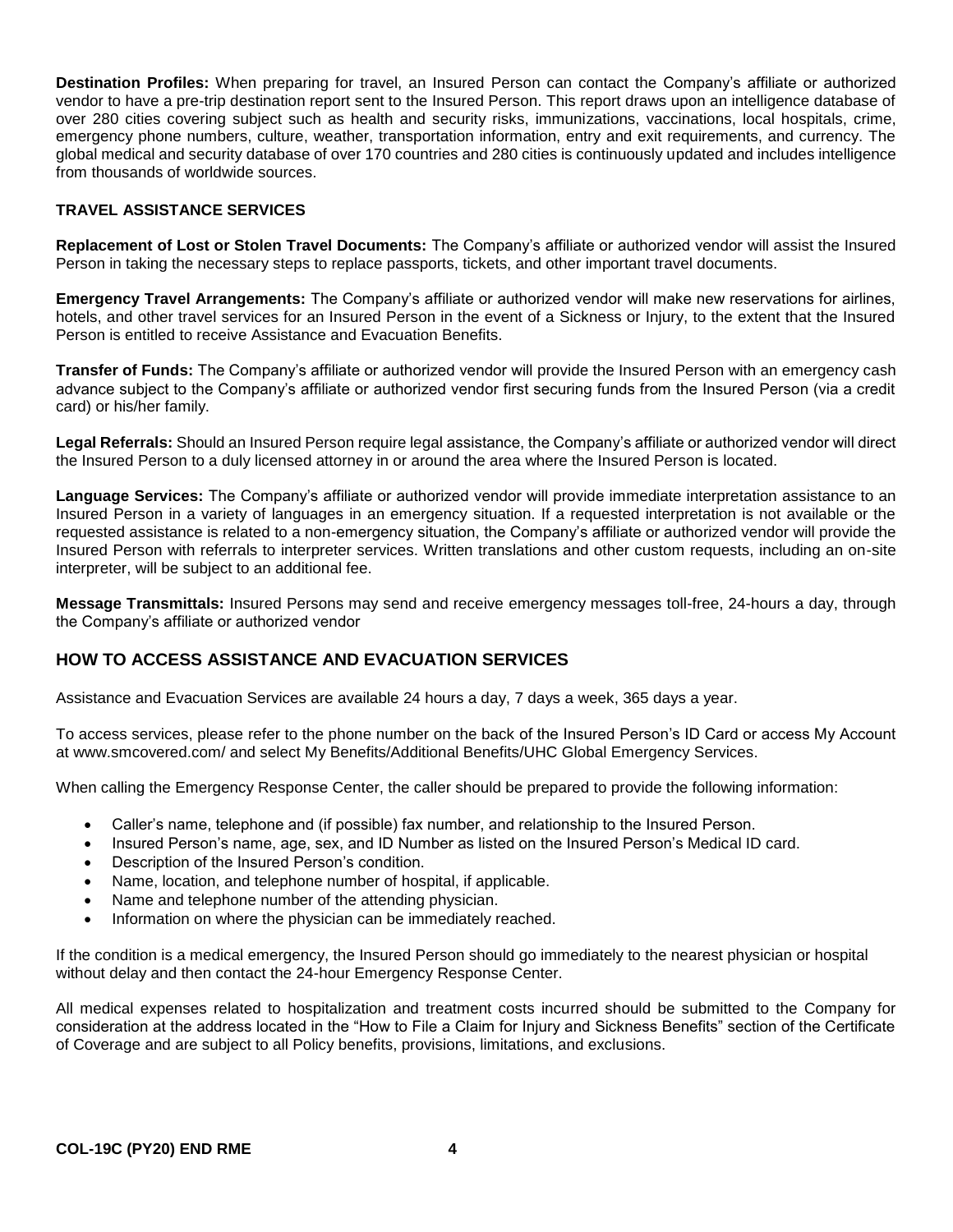**Destination Profiles:** When preparing for travel, an Insured Person can contact the Company's affiliate or authorized vendor to have a pre-trip destination report sent to the Insured Person. This report draws upon an intelligence database of over 280 cities covering subject such as health and security risks, immunizations, vaccinations, local hospitals, crime, emergency phone numbers, culture, weather, transportation information, entry and exit requirements, and currency. The global medical and security database of over 170 countries and 280 cities is continuously updated and includes intelligence from thousands of worldwide sources.

### TRAVEL ASSISTANCE SERVICES

**Replacement of Lost or Stolen Travel Documents:** The Company's affiliate or authorized vendor will assist the Insured Person in taking the necessary steps to replace passports, tickets, and other important travel documents.

**Emergency Travel Arrangements:** The Company's affiliate or authorized vendor will make new reservations for airlines, hotels, and other travel services for an Insured Person in the event of a Sickness or Injury, to the extent that the Insured Person is entitled to receive Assistance and Evacuation Benefits.

**Transfer of Funds:** The Company's affiliate or authorized vendor will provide the Insured Person with an emergency cash advance subject to the Company's affiliate or authorized vendor first securing funds from the Insured Person (via a credit card) or his/her family.

**Legal Referrals:** Should an Insured Person require legal assistance, the Company's affiliate or authorized vendor will direct the Insured Person to a duly licensed attorney in or around the area where the Insured Person is located.

**Language Services:** The Company's affiliate or authorized vendor will provide immediate interpretation assistance to an Insured Person in a variety of languages in an emergency situation. If a requested interpretation is not available or the requested assistance is related to a non-emergency situation, the Company's affiliate or authorized vendor will provide the Insured Person with referrals to interpreter services. Written translations and other custom requests, including an on-site interpreter, will be subject to an additional fee.

**Message Transmittals:** Insured Persons may send and receive emergency messages toll-free, 24-hours a day, through the Company's affiliate or authorized vendor

## HOW TO ACCESS ASSISTANCE AND EVACUATION SERVICES

Assistance and Evacuation Services are available 24 hours a day, 7 days a week, 365 days a year.

To access services, please refer to the phone number on the back of the Insured Person's ID Card or access My Account at www.smcovered.com/ and select My Benefits/Additional Benefits/UHC Global Emergency Services.

When calling the Emergency Response Center, the caller should be prepared to provide the following information:

- Caller's name, telephone and (if possible) fax number, and relationship to the Insured Person.
- Insured Person's name, age, sex, and ID Number as listed on the Insured Person's Medical ID card.
- Description of the Insured Person's condition.
- Name, location, and telephone number of hospital, if applicable.
- Name and telephone number of the attending physician.
- Information on where the physician can be immediately reached.

If the condition is a medical emergency, the Insured Person should go immediately to the nearest physician or hospital without delay and then contact the 24-hour Emergency Response Center.

All medical expenses related to hospitalization and treatment costs incurred should be submitted to the Company for consideration at the address located in the "How to File a Claim for Injury and Sickness Benefits" section of the Certificate of Coverage and are subject to all Policy benefits, provisions, limitations, and exclusions.

**COL-19C (PY20) END RME**